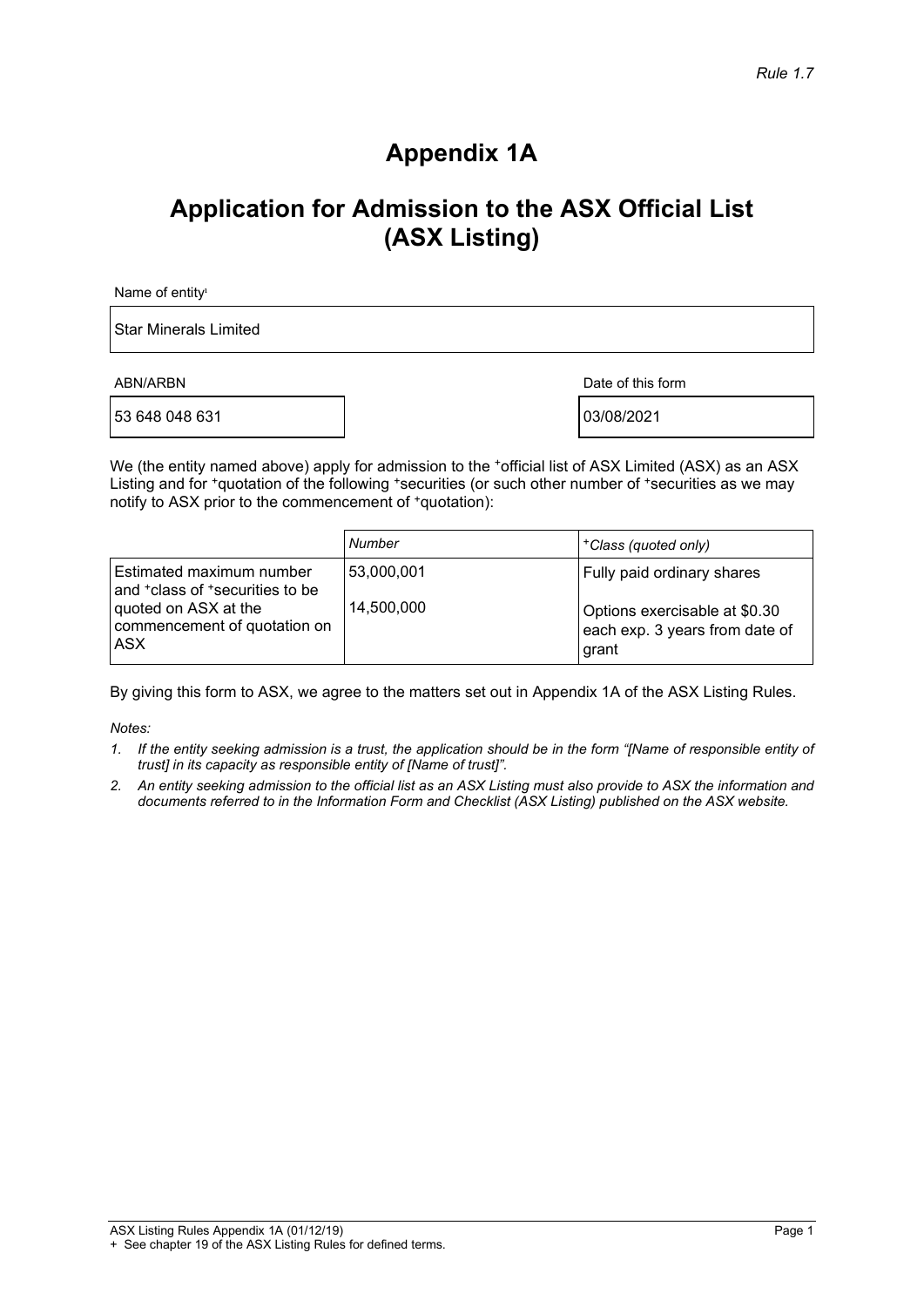*Rule 1.7*

# Appendix 1A

## Application for Admission to the ASX Official List (ASX Listing)

Name of entity[1]

Star Minerals Limited

| ABN/ARBN | Date of this form |
|---|---|
| 53 648 048 631 | 03/08/2021 |

We (the entity named above) apply for admission to the +official list of ASX Limited (ASX) as an ASX Listing and for +quotation of the following +securities (or such other number of +securities as we may notify to ASX prior to the commencement of +quotation):

| | *Number* | *+Class (quoted only)* |
|---|---|---|
| Estimated maximum number and +class of +securities to be quoted on ASX at the commencement of quotation on ASX | 53,000,001 | Fully paid ordinary shares |
| | 14,500,000 | Options exercisable at $0.30 each exp. 3 years from date of grant |

By giving this form to ASX, we agree to the matters set out in Appendix 1A of the ASX Listing Rules.

*Notes:*

1. *If the entity seeking admission is a trust, the application should be in the form "[Name of responsible entity of trust] in its capacity as responsible entity of [Name of trust]".*
2. *An entity seeking admission to the official list as an ASX Listing must also provide to ASX the information and documents referred to in the Information Form and Checklist (ASX Listing) published on the ASX website.*

ASX Listing Rules Appendix 1A (01/12/19)

+ See chapter 19 of the ASX Listing Rules for defined terms.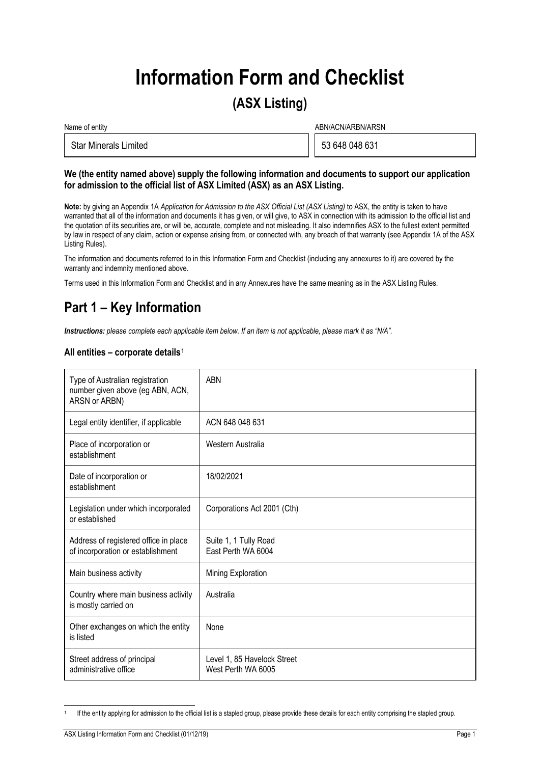# Information Form and Checklist

## (ASX Listing)

| Name of entity | ABN/ACN/ARBN/ARSN |
|---|---|
| Star Minerals Limited | 53 648 048 631 |

**We (the entity named above) supply the following information and documents to support our application for admission to the official list of ASX Limited (ASX) as an ASX Listing.**

**Note:** by giving an Appendix 1A *Application for Admission to the ASX Official List (ASX Listing)* to ASX, the entity is taken to have warranted that all of the information and documents it has given, or will give, to ASX in connection with its admission to the official list and the quotation of its securities are, or will be, accurate, complete and not misleading. It also indemnifies ASX to the fullest extent permitted by law in respect of any claim, action or expense arising from, or connected with, any breach of that warranty (see Appendix 1A of the ASX Listing Rules).

The information and documents referred to in this Information Form and Checklist (including any annexures to it) are covered by the warranty and indemnity mentioned above.

Terms used in this Information Form and Checklist and in any Annexures have the same meaning as in the ASX Listing Rules.

# Part 1 – Key Information

***Instructions:*** *please complete each applicable item below. If an item is not applicable, please mark it as "N/A".*

### All entities – corporate details[1]

| | |
|---|---|
| Type of Australian registration number given above (eg ABN, ACN, ARSN or ARBN) | ABN |
| Legal entity identifier, if applicable | ACN 648 048 631 |
| Place of incorporation or establishment | Western Australia |
| Date of incorporation or establishment | 18/02/2021 |
| Legislation under which incorporated or established | Corporations Act 2001 (Cth) |
| Address of registered office in place of incorporation or establishment | Suite 1, 1 Tully Road<br>East Perth WA 6004 |
| Main business activity | Mining Exploration |
| Country where main business activity is mostly carried on | Australia |
| Other exchanges on which the entity is listed | None |
| Street address of principal administrative office | Level 1, 85 Havelock Street<br>West Perth WA 6005 |

[1] If the entity applying for admission to the official list is a stapled group, please provide these details for each entity comprising the stapled group.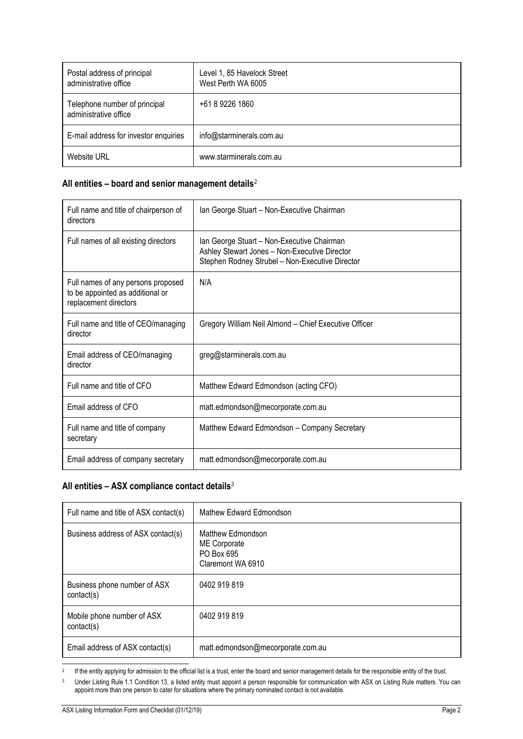| Postal address of principal administrative office | Level 1, 85 Havelock Street<br>West Perth WA 6005 |
|---|---|
| Telephone number of principal administrative office | +61 8 9226 1860 |
| E-mail address for investor enquiries | info@starminerals.com.au |
| Website URL | www.starminerals.com.au |

## All entities – board and senior management details[2]

| Full name and title of chairperson of directors | Ian George Stuart – Non-Executive Chairman |
|---|---|
| Full names of all existing directors | Ian George Stuart – Non-Executive Chairman<br>Ashley Stewart Jones – Non-Executive Director<br>Stephen Rodney Strubel – Non-Executive Director |
| Full names of any persons proposed to be appointed as additional or replacement directors | N/A |
| Full name and title of CEO/managing director | Gregory William Neil Almond – Chief Executive Officer |
| Email address of CEO/managing director | greg@starminerals.com.au |
| Full name and title of CFO | Matthew Edward Edmondson (acting CFO) |
| Email address of CFO | matt.edmondson@mecorporate.com.au |
| Full name and title of company secretary | Matthew Edward Edmondson – Company Secretary |
| Email address of company secretary | matt.edmondson@mecorporate.com.au |

## All entities – ASX compliance contact details[3]

| Full name and title of ASX contact(s) | Mathew Edward Edmondson |
|---|---|
| Business address of ASX contact(s) | Matthew Edmondson<br>ME Corporate<br>PO Box 695<br>Claremont WA 6910 |
| Business phone number of ASX contact(s) | 0402 919 819 |
| Mobile phone number of ASX contact(s) | 0402 919 819 |
| Email address of ASX contact(s) | matt.edmondson@mecorporate.com.au |

[2] If the entity applying for admission to the official list is a trust, enter the board and senior management details for the responsible entity of the trust.

[3] Under Listing Rule 1.1 Condition 13, a listed entity must appoint a person responsible for communication with ASX on Listing Rule matters. You can appoint more than one person to cater for situations where the primary nominated contact is not available.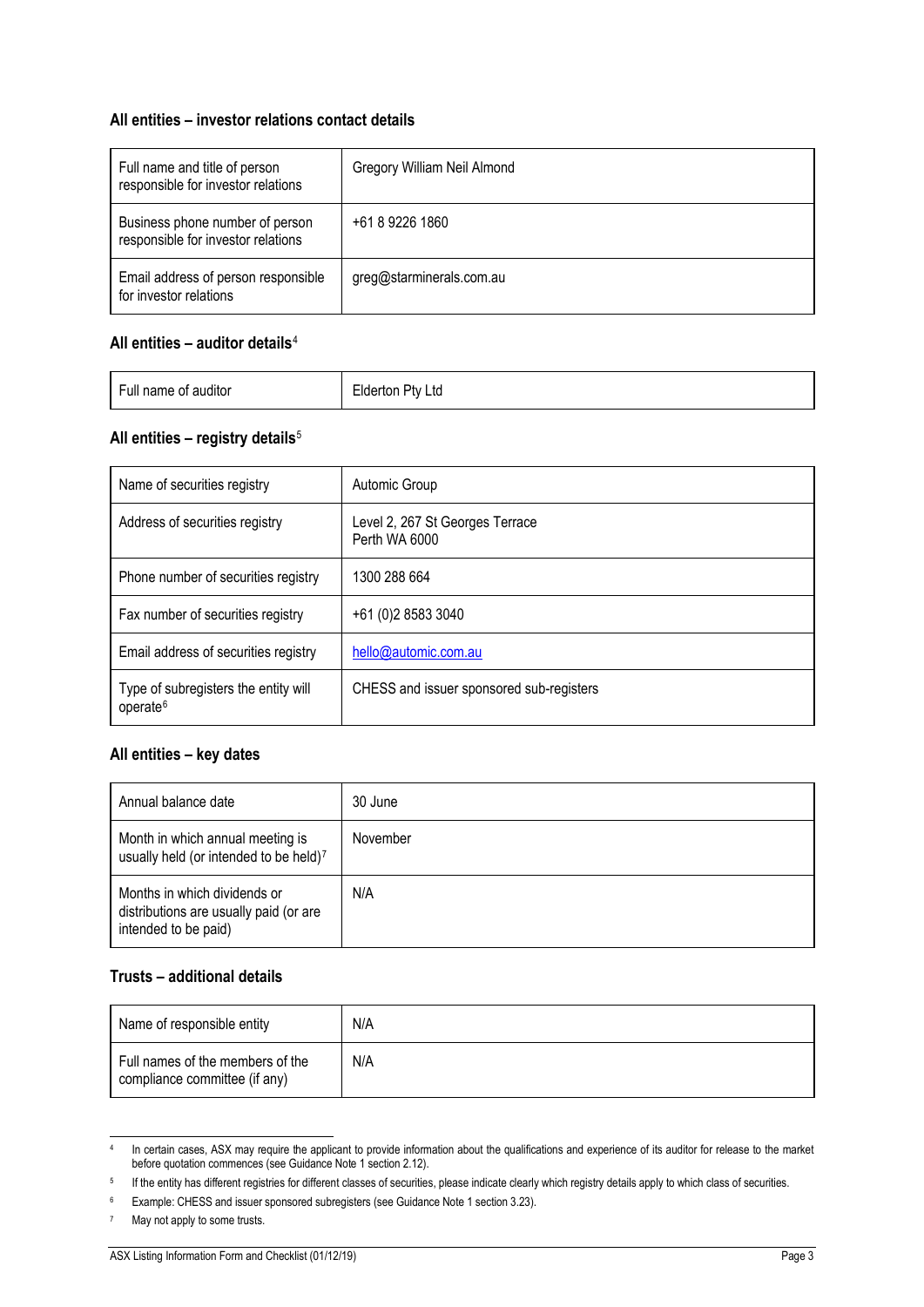### All entities – investor relations contact details

| Full name and title of person responsible for investor relations | Gregory William Neil Almond |
| --- | --- |
| Business phone number of person responsible for investor relations | +61 8 9226 1860 |
| Email address of person responsible for investor relations | greg@starminerals.com.au |

### All entities – auditor details[4]

| Full name of auditor | Elderton Pty Ltd |
| --- | --- |

### All entities – registry details[5]

| Name of securities registry | Automic Group |
| --- | --- |
| Address of securities registry | Level 2, 267 St Georges Terrace<br>Perth WA 6000 |
| Phone number of securities registry | 1300 288 664 |
| Fax number of securities registry | +61 (0)2 8583 3040 |
| Email address of securities registry | hello@automic.com.au |
| Type of subregisters the entity will operate[6] | CHESS and issuer sponsored sub-registers |

### All entities – key dates

| Annual balance date | 30 June |
| --- | --- |
| Month in which annual meeting is usually held (or intended to be held)[7] | November |
| Months in which dividends or distributions are usually paid (or are intended to be paid) | N/A |

### Trusts – additional details

| Name of responsible entity | N/A |
| --- | --- |
| Full names of the members of the compliance committee (if any) | N/A |

---

[4] In certain cases, ASX may require the applicant to provide information about the qualifications and experience of its auditor for release to the market before quotation commences (see Guidance Note 1 section 2.12).

[5] If the entity has different registries for different classes of securities, please indicate clearly which registry details apply to which class of securities.

[6] Example: CHESS and issuer sponsored subregisters (see Guidance Note 1 section 3.23).

[7] May not apply to some trusts.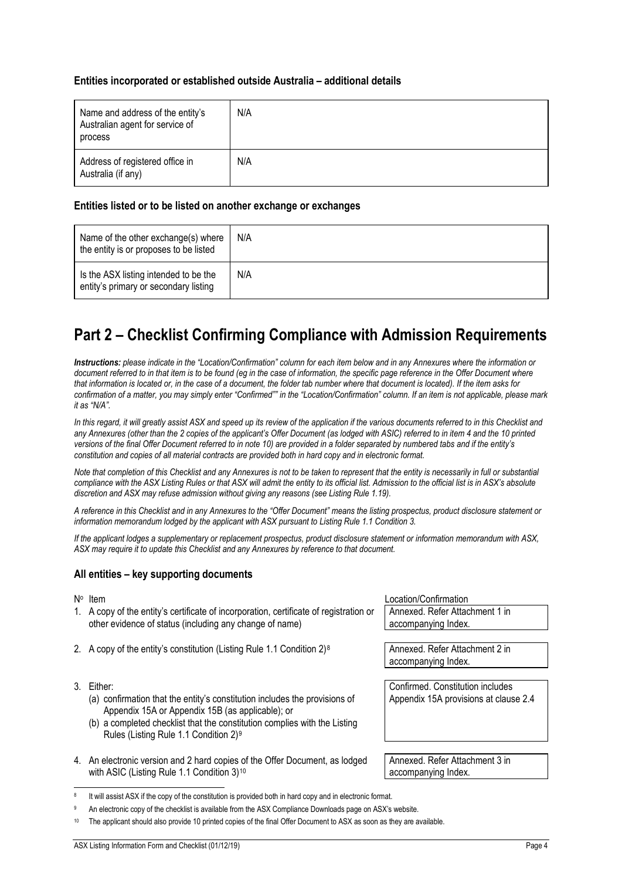### Entities incorporated or established outside Australia – additional details

| | |
|---|---|
| Name and address of the entity's Australian agent for service of process | N/A |
| Address of registered office in Australia (if any) | N/A |

### Entities listed or to be listed on another exchange or exchanges

| | |
|---|---|
| Name of the other exchange(s) where the entity is or proposes to be listed | N/A |
| Is the ASX listing intended to be the entity's primary or secondary listing | N/A |

# Part 2 – Checklist Confirming Compliance with Admission Requirements

***Instructions:*** *please indicate in the "Location/Confirmation" column for each item below and in any Annexures where the information or document referred to in that item is to be found (eg in the case of information, the specific page reference in the Offer Document where that information is located or, in the case of a document, the folder tab number where that document is located). If the item asks for confirmation of a matter, you may simply enter "Confirmed"" in the "Location/Confirmation" column. If an item is not applicable, please mark it as "N/A".*

*In this regard, it will greatly assist ASX and speed up its review of the application if the various documents referred to in this Checklist and any Annexures (other than the 2 copies of the applicant's Offer Document (as lodged with ASIC) referred to in item 4 and the 10 printed versions of the final Offer Document referred to in note 10) are provided in a folder separated by numbered tabs and if the entity's constitution and copies of all material contracts are provided both in hard copy and in electronic format.*

*Note that completion of this Checklist and any Annexures is not to be taken to represent that the entity is necessarily in full or substantial compliance with the ASX Listing Rules or that ASX will admit the entity to its official list. Admission to the official list is in ASX's absolute discretion and ASX may refuse admission without giving any reasons (see Listing Rule 1.19).*

*A reference in this Checklist and in any Annexures to the "Offer Document" means the listing prospectus, product disclosure statement or information memorandum lodged by the applicant with ASX pursuant to Listing Rule 1.1 Condition 3.*

*If the applicant lodges a supplementary or replacement prospectus, product disclosure statement or information memorandum with ASX, ASX may require it to update this Checklist and any Annexures by reference to that document.*

### All entities – key supporting documents

| Nº | Item | Location/Confirmation |
|---|---|---|
| 1. | A copy of the entity's certificate of incorporation, certificate of registration or other evidence of status (including any change of name) | Annexed. Refer Attachment 1 in accompanying Index. |
| 2. | A copy of the entity's constitution (Listing Rule 1.1 Condition 2)[8] | Annexed. Refer Attachment 2 in accompanying Index. |
| 3. | Either:<br>(a) confirmation that the entity's constitution includes the provisions of Appendix 15A or Appendix 15B (as applicable); or<br>(b) a completed checklist that the constitution complies with the Listing Rules (Listing Rule 1.1 Condition 2)[9] | Confirmed. Constitution includes Appendix 15A provisions at clause 2.4 |
| 4. | An electronic version and 2 hard copies of the Offer Document, as lodged with ASIC (Listing Rule 1.1 Condition 3)[10] | Annexed. Refer Attachment 3 in accompanying Index. |

[8] It will assist ASX if the copy of the constitution is provided both in hard copy and in electronic format.

[9] An electronic copy of the checklist is available from the ASX Compliance Downloads page on ASX's website.

[10] The applicant should also provide 10 printed copies of the final Offer Document to ASX as soon as they are available.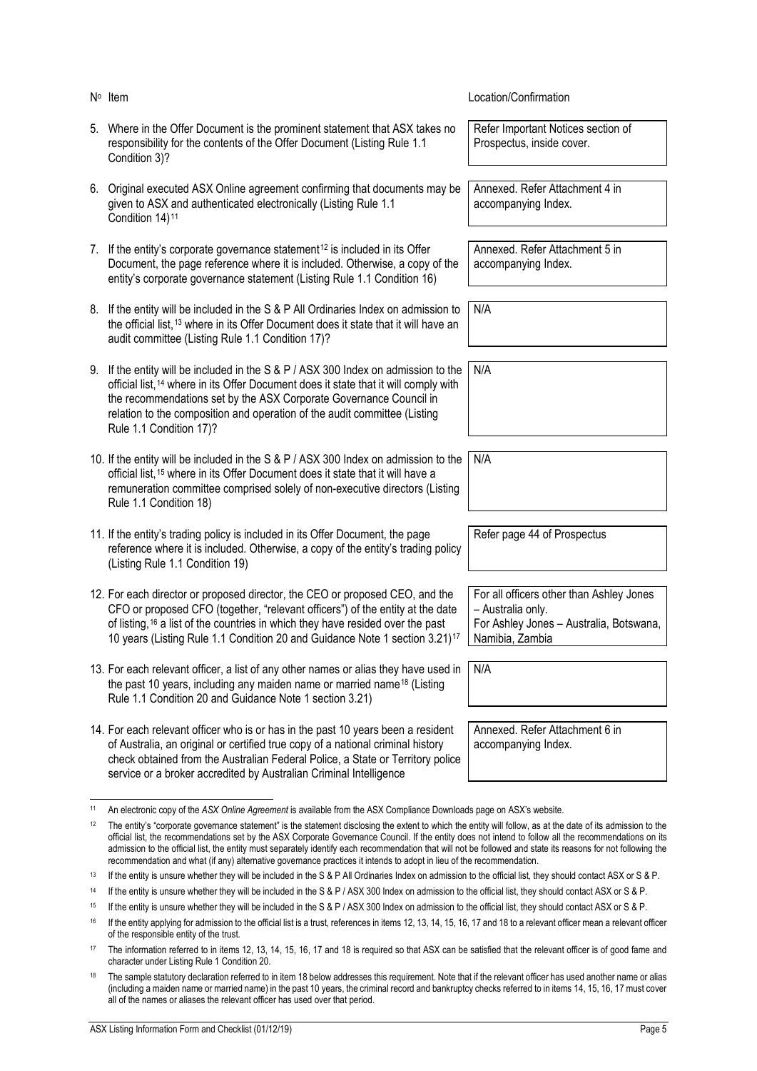| Nº | Item | Location/Confirmation |
| --- | --- | --- |
| 5. | Where in the Offer Document is the prominent statement that ASX takes no responsibility for the contents of the Offer Document (Listing Rule 1.1 Condition 3)? | Refer Important Notices section of Prospectus, inside cover. |
| 6. | Original executed ASX Online agreement confirming that documents may be given to ASX and authenticated electronically (Listing Rule 1.1 Condition 14)[11] | Annexed. Refer Attachment 4 in accompanying Index. |
| 7. | If the entity's corporate governance statement[12] is included in its Offer Document, the page reference where it is included. Otherwise, a copy of the entity's corporate governance statement (Listing Rule 1.1 Condition 16) | Annexed. Refer Attachment 5 in accompanying Index. |
| 8. | If the entity will be included in the S & P All Ordinaries Index on admission to the official list,[13] where in its Offer Document does it state that it will have an audit committee (Listing Rule 1.1 Condition 17)? | N/A |
| 9. | If the entity will be included in the S & P / ASX 300 Index on admission to the official list,[14] where in its Offer Document does it state that it will comply with the recommendations set by the ASX Corporate Governance Council in relation to the composition and operation of the audit committee (Listing Rule 1.1 Condition 17)? | N/A |
| 10. | If the entity will be included in the S & P / ASX 300 Index on admission to the official list,[15] where in its Offer Document does it state that it will have a remuneration committee comprised solely of non-executive directors (Listing Rule 1.1 Condition 18) | N/A |
| 11. | If the entity's trading policy is included in its Offer Document, the page reference where it is included. Otherwise, a copy of the entity's trading policy (Listing Rule 1.1 Condition 19) | Refer page 44 of Prospectus |
| 12. | For each director or proposed director, the CEO or proposed CEO, and the CFO or proposed CFO (together, "relevant officers") of the entity at the date of listing,[16] a list of the countries in which they have resided over the past 10 years (Listing Rule 1.1 Condition 20 and Guidance Note 1 section 3.21)[17] | For all officers other than Ashley Jones – Australia only.<br>For Ashley Jones – Australia, Botswana, Namibia, Zambia |
| 13. | For each relevant officer, a list of any other names or alias they have used in the past 10 years, including any maiden name or married name[18] (Listing Rule 1.1 Condition 20 and Guidance Note 1 section 3.21) | N/A |
| 14. | For each relevant officer who is or has in the past 10 years been a resident of Australia, an original or certified true copy of a national criminal history check obtained from the Australian Federal Police, a State or Territory police service or a broker accredited by Australian Criminal Intelligence | Annexed. Refer Attachment 6 in accompanying Index. |

[11] An electronic copy of the *ASX Online Agreement* is available from the ASX Compliance Downloads page on ASX's website.

[12] The entity's "corporate governance statement" is the statement disclosing the extent to which the entity will follow, as at the date of its admission to the official list, the recommendations set by the ASX Corporate Governance Council. If the entity does not intend to follow all the recommendations on its admission to the official list, the entity must separately identify each recommendation that will not be followed and state its reasons for not following the recommendation and what (if any) alternative governance practices it intends to adopt in lieu of the recommendation.

[13] If the entity is unsure whether they will be included in the S & P All Ordinaries Index on admission to the official list, they should contact ASX or S & P.

[14] If the entity is unsure whether they will be included in the S & P / ASX 300 Index on admission to the official list, they should contact ASX or S & P.

[15] If the entity is unsure whether they will be included in the S & P / ASX 300 Index on admission to the official list, they should contact ASX or S & P.

[16] If the entity applying for admission to the official list is a trust, references in items 12, 13, 14, 15, 16, 17 and 18 to a relevant officer mean a relevant officer of the responsible entity of the trust.

[17] The information referred to in items 12, 13, 14, 15, 16, 17 and 18 is required so that ASX can be satisfied that the relevant officer is of good fame and character under Listing Rule 1 Condition 20.

[18] The sample statutory declaration referred to in item 18 below addresses this requirement. Note that if the relevant officer has used another name or alias (including a maiden name or married name) in the past 10 years, the criminal record and bankruptcy checks referred to in items 14, 15, 16, 17 must cover all of the names or aliases the relevant officer has used over that period.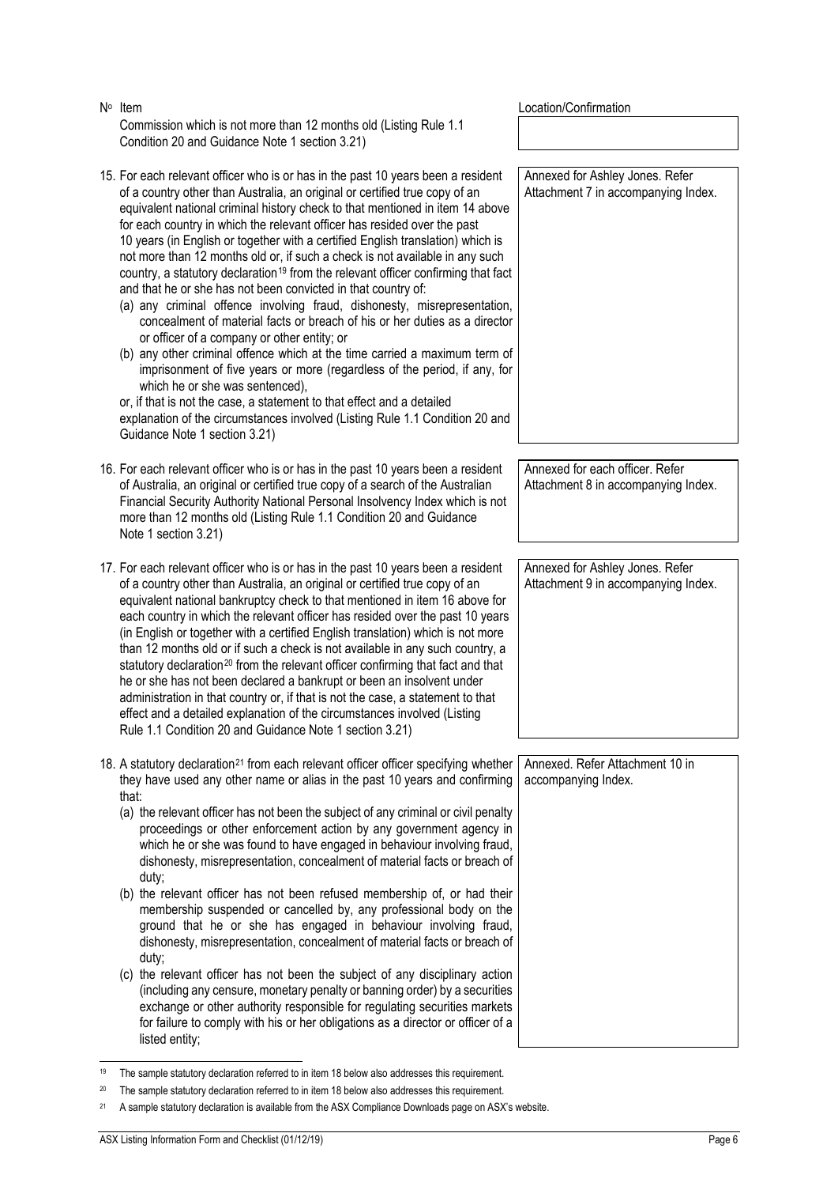| Nº Item | Location/Confirmation |
|---|---|
| Commission which is not more than 12 months old (Listing Rule 1.1 Condition 20 and Guidance Note 1 section 3.21) | |
| 15. For each relevant officer who is or has in the past 10 years been a resident of a country other than Australia, an original or certified true copy of an equivalent national criminal history check to that mentioned in item 14 above for each country in which the relevant officer has resided over the past 10 years (in English or together with a certified English translation) which is not more than 12 months old or, if such a check is not available in any such country, a statutory declaration[19] from the relevant officer confirming that fact and that he or she has not been convicted in that country of:<br>(a) any criminal offence involving fraud, dishonesty, misrepresentation, concealment of material facts or breach of his or her duties as a director or officer of a company or other entity; or<br>(b) any other criminal offence which at the time carried a maximum term of imprisonment of five years or more (regardless of the period, if any, for which he or she was sentenced),<br>or, if that is not the case, a statement to that effect and a detailed explanation of the circumstances involved (Listing Rule 1.1 Condition 20 and Guidance Note 1 section 3.21) | Annexed for Ashley Jones. Refer Attachment 7 in accompanying Index. |
| 16. For each relevant officer who is or has in the past 10 years been a resident of Australia, an original or certified true copy of a search of the Australian Financial Security Authority National Personal Insolvency Index which is not more than 12 months old (Listing Rule 1.1 Condition 20 and Guidance Note 1 section 3.21) | Annexed for each officer. Refer Attachment 8 in accompanying Index. |
| 17. For each relevant officer who is or has in the past 10 years been a resident of a country other than Australia, an original or certified true copy of an equivalent national bankruptcy check to that mentioned in item 16 above for each country in which the relevant officer has resided over the past 10 years (in English or together with a certified English translation) which is not more than 12 months old or if such a check is not available in any such country, a statutory declaration[20] from the relevant officer confirming that fact and that he or she has not been declared a bankrupt or been an insolvent under administration in that country or, if that is not the case, a statement to that effect and a detailed explanation of the circumstances involved (Listing Rule 1.1 Condition 20 and Guidance Note 1 section 3.21) | Annexed for Ashley Jones. Refer Attachment 9 in accompanying Index. |
| 18. A statutory declaration[21] from each relevant officer officer specifying whether they have used any other name or alias in the past 10 years and confirming that:<br>(a) the relevant officer has not been the subject of any criminal or civil penalty proceedings or other enforcement action by any government agency in which he or she was found to have engaged in behaviour involving fraud, dishonesty, misrepresentation, concealment of material facts or breach of duty;<br>(b) the relevant officer has not been refused membership of, or had their membership suspended or cancelled by, any professional body on the ground that he or she has engaged in behaviour involving fraud, dishonesty, misrepresentation, concealment of material facts or breach of duty;<br>(c) the relevant officer has not been the subject of any disciplinary action (including any censure, monetary penalty or banning order) by a securities exchange or other authority responsible for regulating securities markets for failure to comply with his or her obligations as a director or officer of a listed entity; | Annexed. Refer Attachment 10 in accompanying Index. |

[19] The sample statutory declaration referred to in item 18 below also addresses this requirement.

[20] The sample statutory declaration referred to in item 18 below also addresses this requirement.

[21] A sample statutory declaration is available from the ASX Compliance Downloads page on ASX's website.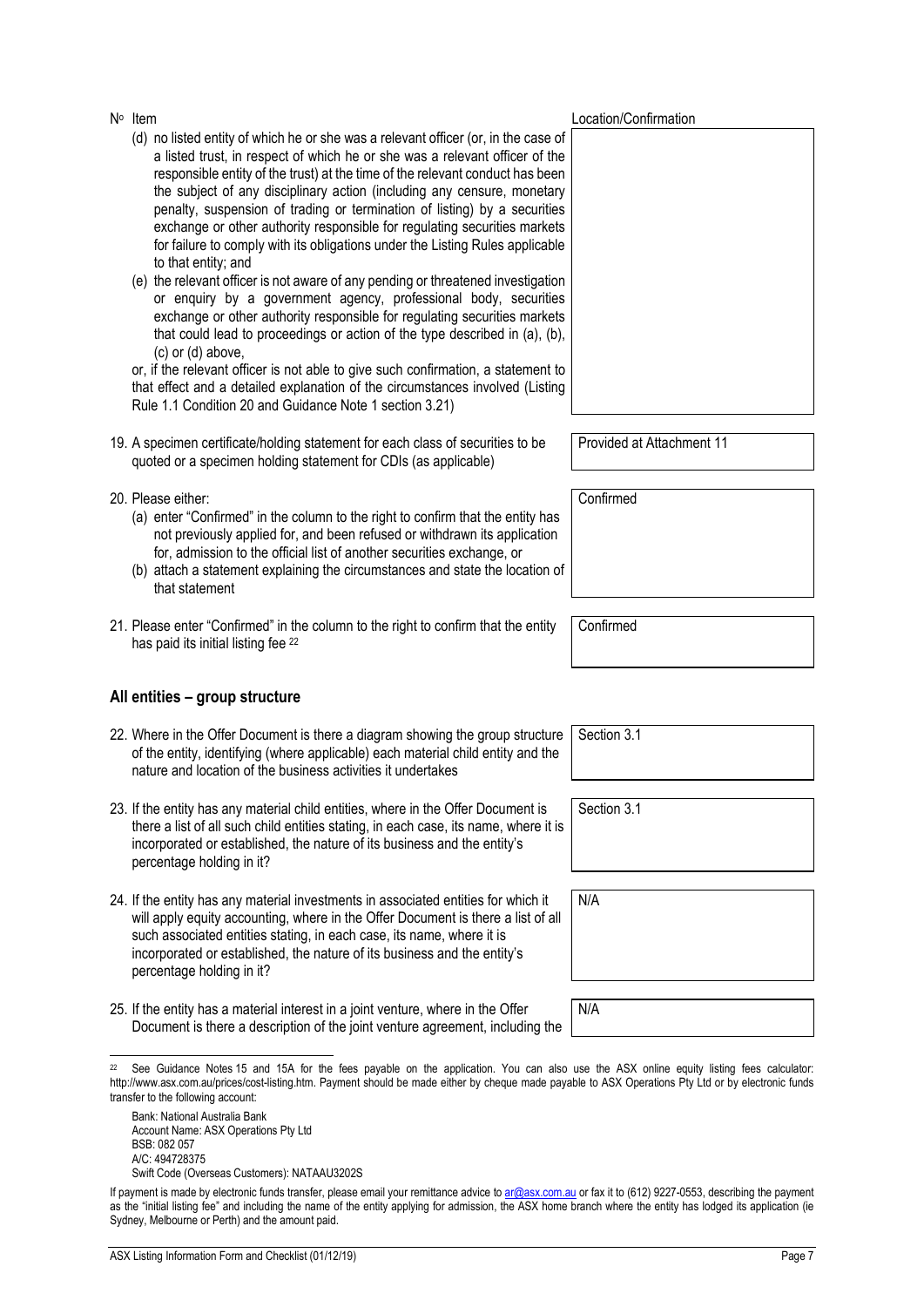| Nº Item | Location/Confirmation |
|---|---|
| (d) no listed entity of which he or she was a relevant officer (or, in the case of a listed trust, in respect of which he or she was a relevant officer of the responsible entity of the trust) at the time of the relevant conduct has been the subject of any disciplinary action (including any censure, monetary penalty, suspension of trading or termination of listing) by a securities exchange or other authority responsible for regulating securities markets for failure to comply with its obligations under the Listing Rules applicable to that entity; and<br>(e) the relevant officer is not aware of any pending or threatened investigation or enquiry by a government agency, professional body, securities exchange or other authority responsible for regulating securities markets that could lead to proceedings or action of the type described in (a), (b), (c) or (d) above,<br>or, if the relevant officer is not able to give such confirmation, a statement to that effect and a detailed explanation of the circumstances involved (Listing Rule 1.1 Condition 20 and Guidance Note 1 section 3.21) | |
| 19. A specimen certificate/holding statement for each class of securities to be quoted or a specimen holding statement for CDIs (as applicable) | Provided at Attachment 11 |
| 20. Please either:<br>(a) enter "Confirmed" in the column to the right to confirm that the entity has not previously applied for, and been refused or withdrawn its application for, admission to the official list of another securities exchange, or<br>(b) attach a statement explaining the circumstances and state the location of that statement | Confirmed |
| 21. Please enter "Confirmed" in the column to the right to confirm that the entity has paid its initial listing fee [22] | Confirmed |

## All entities – group structure

| Nº Item | Location/Confirmation |
|---|---|
| 22. Where in the Offer Document is there a diagram showing the group structure of the entity, identifying (where applicable) each material child entity and the nature and location of the business activities it undertakes | Section 3.1 |
| 23. If the entity has any material child entities, where in the Offer Document is there a list of all such child entities stating, in each case, its name, where it is incorporated or established, the nature of its business and the entity's percentage holding in it? | Section 3.1 |
| 24. If the entity has any material investments in associated entities for which it will apply equity accounting, where in the Offer Document is there a list of all such associated entities stating, in each case, its name, where it is incorporated or established, the nature of its business and the entity's percentage holding in it? | N/A |
| 25. If the entity has a material interest in a joint venture, where in the Offer Document is there a description of the joint venture agreement, including the | N/A |

[22] See Guidance Notes 15 and 15A for the fees payable on the application. You can also use the ASX online equity listing fees calculator: http://www.asx.com.au/prices/cost-listing.htm. Payment should be made either by cheque made payable to ASX Operations Pty Ltd or by electronic funds transfer to the following account:

Bank: National Australia Bank
Account Name: ASX Operations Pty Ltd
BSB: 082 057
A/C: 494728375
Swift Code (Overseas Customers): NATAAU3202S

If payment is made by electronic funds transfer, please email your remittance advice to ar@asx.com.au or fax it to (612) 9227-0553, describing the payment as the "initial listing fee" and including the name of the entity applying for admission, the ASX home branch where the entity has lodged its application (ie Sydney, Melbourne or Perth) and the amount paid.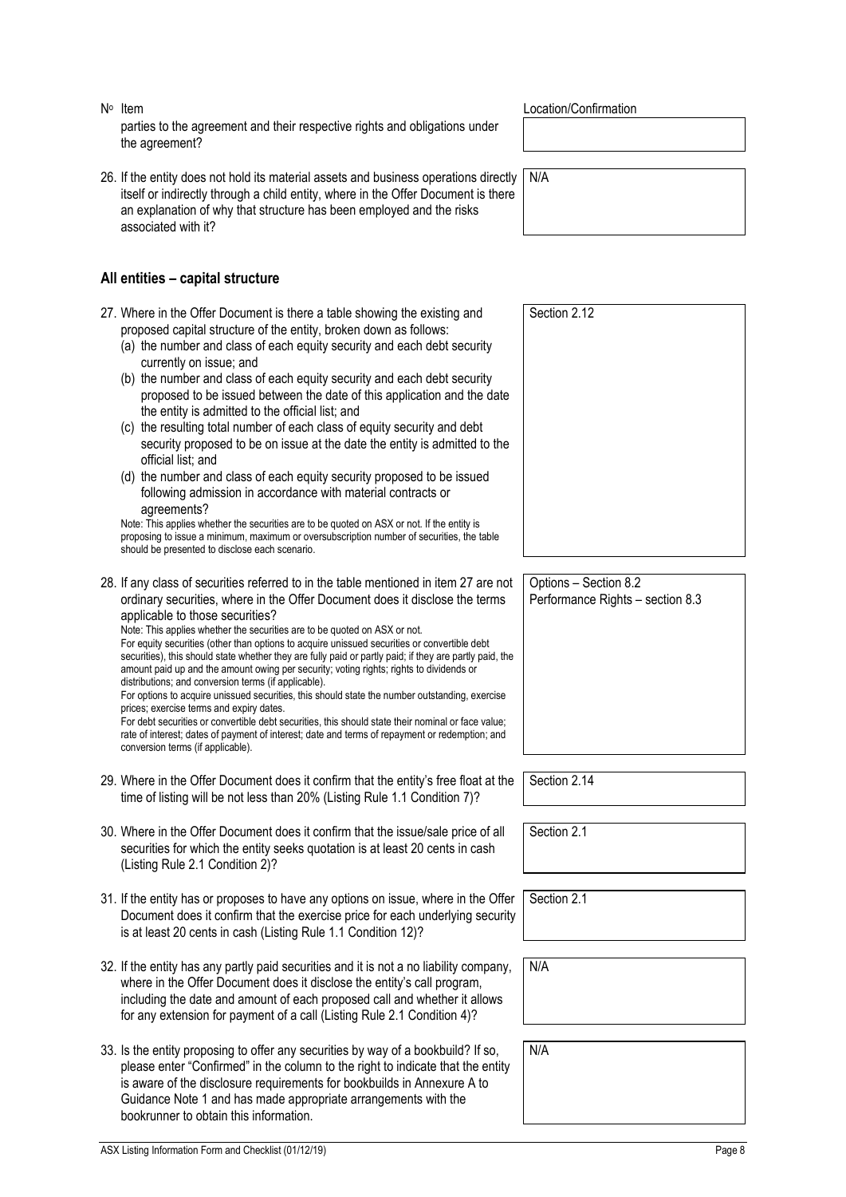| Nº | Item | Location/Confirmation |
|---|---|---|
| | parties to the agreement and their respective rights and obligations under the agreement? | |
| 26. | If the entity does not hold its material assets and business operations directly itself or indirectly through a child entity, where in the Offer Document is there an explanation of why that structure has been employed and the risks associated with it? | N/A |

## All entities – capital structure

| Nº | Item | Location/Confirmation |
|---|---|---|
| 27. | Where in the Offer Document is there a table showing the existing and proposed capital structure of the entity, broken down as follows:<br>(a) the number and class of each equity security and each debt security currently on issue; and<br>(b) the number and class of each equity security and each debt security proposed to be issued between the date of this application and the date the entity is admitted to the official list; and<br>(c) the resulting total number of each class of equity security and debt security proposed to be on issue at the date the entity is admitted to the official list; and<br>(d) the number and class of each equity security proposed to be issued following admission in accordance with material contracts or agreements?<br>Note: This applies whether the securities are to be quoted on ASX or not. If the entity is proposing to issue a minimum, maximum or oversubscription number of securities, the table should be presented to disclose each scenario. | Section 2.12 |
| 28. | If any class of securities referred to in the table mentioned in item 27 are not ordinary securities, where in the Offer Document does it disclose the terms applicable to those securities?<br>Note: This applies whether the securities are to be quoted on ASX or not.<br>For equity securities (other than options to acquire unissued securities or convertible debt securities), this should state whether they are fully paid or partly paid; if they are partly paid, the amount paid up and the amount owing per security; voting rights; rights to dividends or distributions; and conversion terms (if applicable).<br>For options to acquire unissued securities, this should state the number outstanding, exercise prices; exercise terms and expiry dates.<br>For debt securities or convertible debt securities, this should state their nominal or face value; rate of interest; dates of payment of interest; date and terms of repayment or redemption; and conversion terms (if applicable). | Options – Section 8.2<br>Performance Rights – section 8.3 |
| 29. | Where in the Offer Document does it confirm that the entity's free float at the time of listing will be not less than 20% (Listing Rule 1.1 Condition 7)? | Section 2.14 |
| 30. | Where in the Offer Document does it confirm that the issue/sale price of all securities for which the entity seeks quotation is at least 20 cents in cash (Listing Rule 2.1 Condition 2)? | Section 2.1 |
| 31. | If the entity has or proposes to have any options on issue, where in the Offer Document does it confirm that the exercise price for each underlying security is at least 20 cents in cash (Listing Rule 1.1 Condition 12)? | Section 2.1 |
| 32. | If the entity has any partly paid securities and it is not a no liability company, where in the Offer Document does it disclose the entity's call program, including the date and amount of each proposed call and whether it allows for any extension for payment of a call (Listing Rule 2.1 Condition 4)? | N/A |
| 33. | Is the entity proposing to offer any securities by way of a bookbuild? If so, please enter "Confirmed" in the column to the right to indicate that the entity is aware of the disclosure requirements for bookbuilds in Annexure A to Guidance Note 1 and has made appropriate arrangements with the bookrunner to obtain this information. | N/A |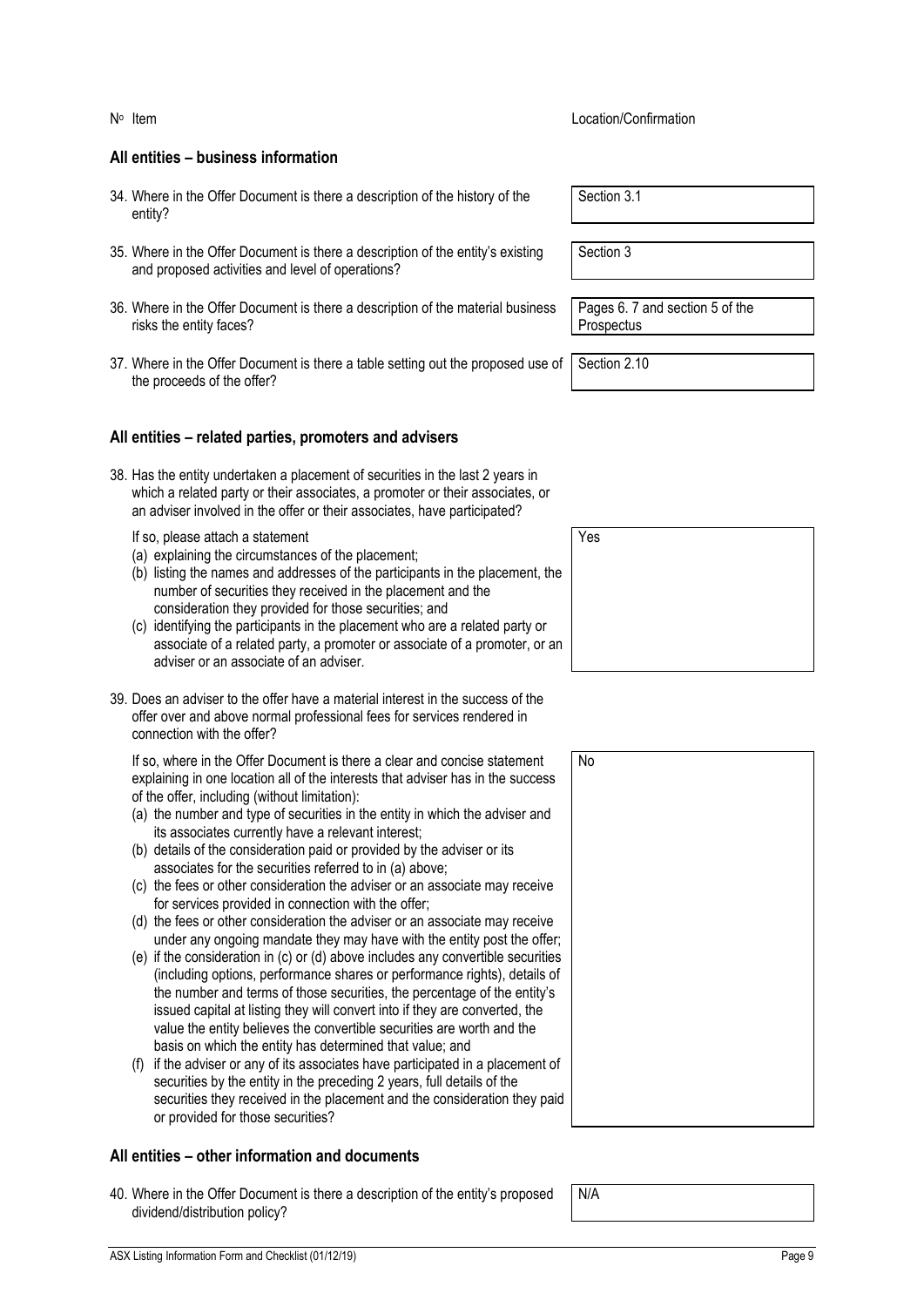| Nº Item | Location/Confirmation |
|---|---|
| **All entities – business information** | |
| 34. Where in the Offer Document is there a description of the history of the entity? | Section 3.1 |
| 35. Where in the Offer Document is there a description of the entity's existing and proposed activities and level of operations? | Section 3 |
| 36. Where in the Offer Document is there a description of the material business risks the entity faces? | Pages 6. 7 and section 5 of the Prospectus |
| 37. Where in the Offer Document is there a table setting out the proposed use of the proceeds of the offer? | Section 2.10 |
| **All entities – related parties, promoters and advisers** | |
| 38. Has the entity undertaken a placement of securities in the last 2 years in which a related party or their associates, a promoter or their associates, or an adviser involved in the offer or their associates, have participated?<br><br>If so, please attach a statement<br>(a) explaining the circumstances of the placement;<br>(b) listing the names and addresses of the participants in the placement, the number of securities they received in the placement and the consideration they provided for those securities; and<br>(c) identifying the participants in the placement who are a related party or associate of a related party, a promoter or associate of a promoter, or an adviser or an associate of an adviser. | Yes |
| 39. Does an adviser to the offer have a material interest in the success of the offer over and above normal professional fees for services rendered in connection with the offer?<br><br>If so, where in the Offer Document is there a clear and concise statement explaining in one location all of the interests that adviser has in the success of the offer, including (without limitation):<br>(a) the number and type of securities in the entity in which the adviser and its associates currently have a relevant interest;<br>(b) details of the consideration paid or provided by the adviser or its associates for the securities referred to in (a) above;<br>(c) the fees or other consideration the adviser or an associate may receive for services provided in connection with the offer;<br>(d) the fees or other consideration the adviser or an associate may receive under any ongoing mandate they may have with the entity post the offer;<br>(e) if the consideration in (c) or (d) above includes any convertible securities (including options, performance shares or performance rights), details of the number and terms of those securities, the percentage of the entity's issued capital at listing they will convert into if they are converted, the value the entity believes the convertible securities are worth and the basis on which the entity has determined that value; and<br>(f) if the adviser or any of its associates have participated in a placement of securities by the entity in the preceding 2 years, full details of the securities they received in the placement and the consideration they paid or provided for those securities? | No |
| **All entities – other information and documents** | |
| 40. Where in the Offer Document is there a description of the entity's proposed dividend/distribution policy? | N/A |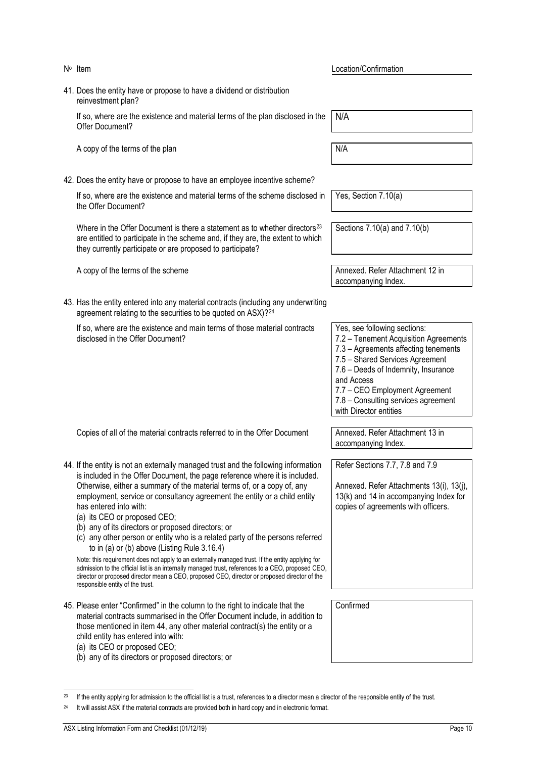| Nº Item | Location/Confirmation |
|---|---|
| 41. Does the entity have or propose to have a dividend or distribution reinvestment plan? | |
| If so, where are the existence and material terms of the plan disclosed in the Offer Document? | N/A |
| A copy of the terms of the plan | N/A |
| 42. Does the entity have or propose to have an employee incentive scheme? | |
| If so, where are the existence and material terms of the scheme disclosed in the Offer Document? | Yes, Section 7.10(a) |
| Where in the Offer Document is there a statement as to whether directors[23] are entitled to participate in the scheme and, if they are, the extent to which they currently participate or are proposed to participate? | Sections 7.10(a) and 7.10(b) |
| A copy of the terms of the scheme | Annexed. Refer Attachment 12 in accompanying Index. |
| 43. Has the entity entered into any material contracts (including any underwriting agreement relating to the securities to be quoted on ASX)?[24] | |
| If so, where are the existence and main terms of those material contracts disclosed in the Offer Document? | Yes, see following sections:<br>7.2 – Tenement Acquisition Agreements<br>7.3 – Agreements affecting tenements<br>7.5 – Shared Services Agreement<br>7.6 – Deeds of Indemnity, Insurance and Access<br>7.7 – CEO Employment Agreement<br>7.8 – Consulting services agreement with Director entities |
| Copies of all of the material contracts referred to in the Offer Document | Annexed. Refer Attachment 13 in accompanying Index. |
| 44. If the entity is not an externally managed trust and the following information is included in the Offer Document, the page reference where it is included. Otherwise, either a summary of the material terms of, or a copy of, any employment, service or consultancy agreement the entity or a child entity has entered into with:<br>(a) its CEO or proposed CEO;<br>(b) any of its directors or proposed directors; or<br>(c) any other person or entity who is a related party of the persons referred to in (a) or (b) above (Listing Rule 3.16.4)<br><br>Note: this requirement does not apply to an externally managed trust. If the entity applying for admission to the official list is an internally managed trust, references to a CEO, proposed CEO, director or proposed director mean a CEO, proposed CEO, director or proposed director of the responsible entity of the trust. | Refer Sections 7.7, 7.8 and 7.9<br><br>Annexed. Refer Attachments 13(i), 13(j), 13(k) and 14 in accompanying Index for copies of agreements with officers. |
| 45. Please enter "Confirmed" in the column to the right to indicate that the material contracts summarised in the Offer Document include, in addition to those mentioned in item 44, any other material contract(s) the entity or a child entity has entered into with:<br>(a) its CEO or proposed CEO;<br>(b) any of its directors or proposed directors; or | Confirmed |

[23] If the entity applying for admission to the official list is a trust, references to a director mean a director of the responsible entity of the trust.

[24] It will assist ASX if the material contracts are provided both in hard copy and in electronic format.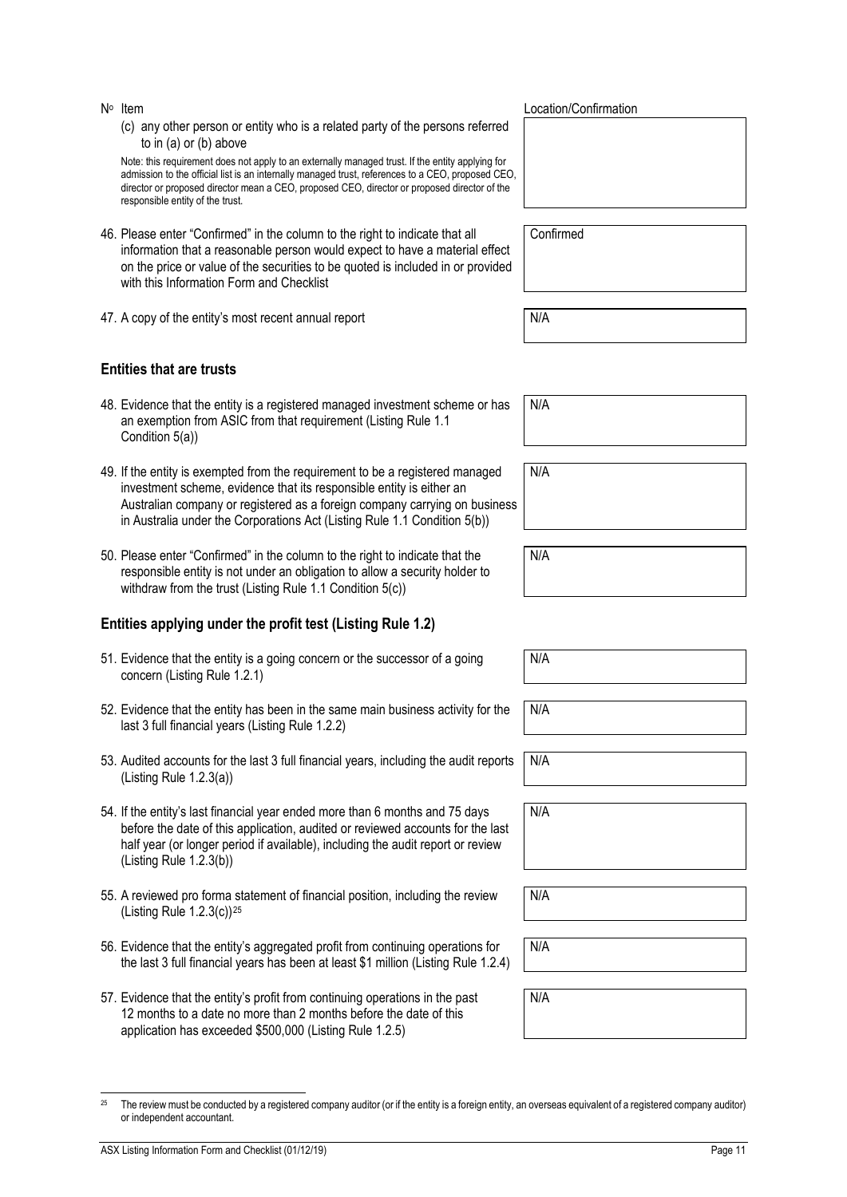| Nº Item | Location/Confirmation |
| --- | --- |
| (c) any other person or entity who is a related party of the persons referred to in (a) or (b) above<br><br>Note: this requirement does not apply to an externally managed trust. If the entity applying for admission to the official list is an internally managed trust, references to a CEO, proposed CEO, director or proposed director mean a CEO, proposed CEO, director or proposed director of the responsible entity of the trust. | |
| 46. Please enter "Confirmed" in the column to the right to indicate that all information that a reasonable person would expect to have a material effect on the price or value of the securities to be quoted is included in or provided with this Information Form and Checklist | Confirmed |
| 47. A copy of the entity's most recent annual report | N/A |

**Entities that are trusts**

| Nº Item | Location/Confirmation |
| --- | --- |
| 48. Evidence that the entity is a registered managed investment scheme or has an exemption from ASIC from that requirement (Listing Rule 1.1 Condition 5(a)) | N/A |
| 49. If the entity is exempted from the requirement to be a registered managed investment scheme, evidence that its responsible entity is either an Australian company or registered as a foreign company carrying on business in Australia under the Corporations Act (Listing Rule 1.1 Condition 5(b)) | N/A |
| 50. Please enter "Confirmed" in the column to the right to indicate that the responsible entity is not under an obligation to allow a security holder to withdraw from the trust (Listing Rule 1.1 Condition 5(c)) | N/A |

**Entities applying under the profit test (Listing Rule 1.2)**

| Nº Item | Location/Confirmation |
| --- | --- |
| 51. Evidence that the entity is a going concern or the successor of a going concern (Listing Rule 1.2.1) | N/A |
| 52. Evidence that the entity has been in the same main business activity for the last 3 full financial years (Listing Rule 1.2.2) | N/A |
| 53. Audited accounts for the last 3 full financial years, including the audit reports (Listing Rule 1.2.3(a)) | N/A |
| 54. If the entity's last financial year ended more than 6 months and 75 days before the date of this application, audited or reviewed accounts for the last half year (or longer period if available), including the audit report or review (Listing Rule 1.2.3(b)) | N/A |
| 55. A reviewed pro forma statement of financial position, including the review (Listing Rule 1.2.3(c))[25] | N/A |
| 56. Evidence that the entity's aggregated profit from continuing operations for the last 3 full financial years has been at least $1 million (Listing Rule 1.2.4) | N/A |
| 57. Evidence that the entity's profit from continuing operations in the past 12 months to a date no more than 2 months before the date of this application has exceeded $500,000 (Listing Rule 1.2.5) | N/A |

[25] The review must be conducted by a registered company auditor (or if the entity is a foreign entity, an overseas equivalent of a registered company auditor) or independent accountant.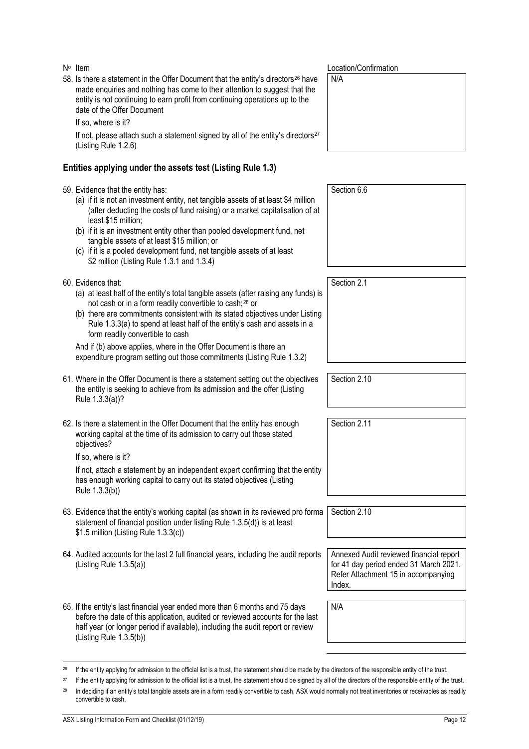| Nº Item | Location/Confirmation |
|---|---|
| 58. Is there a statement in the Offer Document that the entity's directors[26] have made enquiries and nothing has come to their attention to suggest that the entity is not continuing to earn profit from continuing operations up to the date of the Offer Document<br><br>If so, where is it?<br><br>If not, please attach such a statement signed by all of the entity's directors[27] (Listing Rule 1.2.6) | N/A |

## Entities applying under the assets test (Listing Rule 1.3)

| Nº Item | Location/Confirmation |
|---|---|
| 59. Evidence that the entity has:<br>(a) if it is not an investment entity, net tangible assets of at least \$4 million (after deducting the costs of fund raising) or a market capitalisation of at least \$15 million;<br>(b) if it is an investment entity other than pooled development fund, net tangible assets of at least \$15 million; or<br>(c) if it is a pooled development fund, net tangible assets of at least \$2 million (Listing Rule 1.3.1 and 1.3.4) | Section 6.6 |
| 60. Evidence that:<br>(a) at least half of the entity's total tangible assets (after raising any funds) is not cash or in a form readily convertible to cash;[28] or<br>(b) there are commitments consistent with its stated objectives under Listing Rule 1.3.3(a) to spend at least half of the entity's cash and assets in a form readily convertible to cash<br><br>And if (b) above applies, where in the Offer Document is there an expenditure program setting out those commitments (Listing Rule 1.3.2) | Section 2.1 |
| 61. Where in the Offer Document is there a statement setting out the objectives the entity is seeking to achieve from its admission and the offer (Listing Rule 1.3.3(a))? | Section 2.10 |
| 62. Is there a statement in the Offer Document that the entity has enough working capital at the time of its admission to carry out those stated objectives?<br><br>If so, where is it?<br><br>If not, attach a statement by an independent expert confirming that the entity has enough working capital to carry out its stated objectives (Listing Rule 1.3.3(b)) | Section 2.11 |
| 63. Evidence that the entity's working capital (as shown in its reviewed pro forma statement of financial position under listing Rule 1.3.5(d)) is at least \$1.5 million (Listing Rule 1.3.3(c)) | Section 2.10 |
| 64. Audited accounts for the last 2 full financial years, including the audit reports (Listing Rule 1.3.5(a)) | Annexed Audit reviewed financial report for 41 day period ended 31 March 2021. Refer Attachment 15 in accompanying Index. |
| 65. If the entity's last financial year ended more than 6 months and 75 days before the date of this application, audited or reviewed accounts for the last half year (or longer period if available), including the audit report or review (Listing Rule 1.3.5(b)) | N/A |

[26] If the entity applying for admission to the official list is a trust, the statement should be made by the directors of the responsible entity of the trust.

[27] If the entity applying for admission to the official list is a trust, the statement should be signed by all of the directors of the responsible entity of the trust.

[28] In deciding if an entity's total tangible assets are in a form readily convertible to cash, ASX would normally not treat inventories or receivables as readily convertible to cash.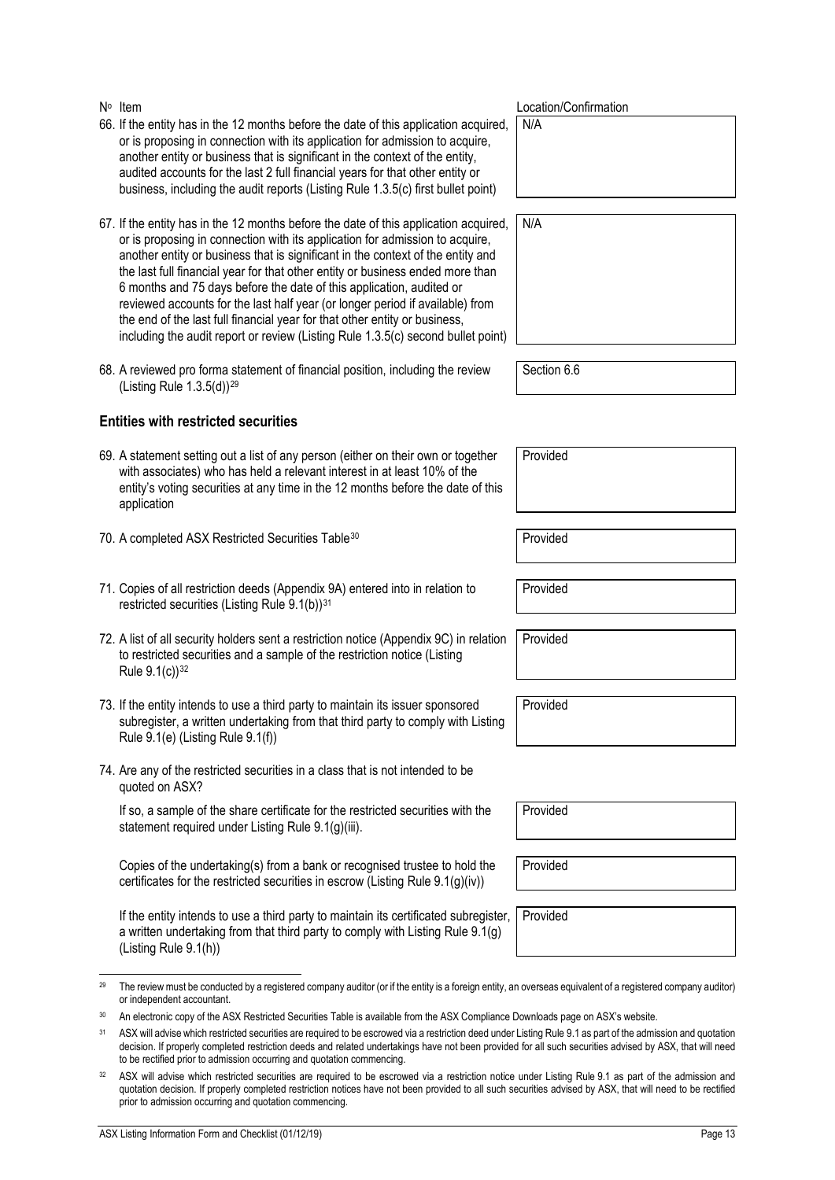| Nº Item | Location/Confirmation |
|---|---|
| 66. If the entity has in the 12 months before the date of this application acquired, or is proposing in connection with its application for admission to acquire, another entity or business that is significant in the context of the entity, audited accounts for the last 2 full financial years for that other entity or business, including the audit reports (Listing Rule 1.3.5(c) first bullet point) | N/A |
| 67. If the entity has in the 12 months before the date of this application acquired, or is proposing in connection with its application for admission to acquire, another entity or business that is significant in the context of the entity and the last full financial year for that other entity or business ended more than 6 months and 75 days before the date of this application, audited or reviewed accounts for the last half year (or longer period if available) from the end of the last full financial year for that other entity or business, including the audit report or review (Listing Rule 1.3.5(c) second bullet point) | N/A |
| 68. A reviewed pro forma statement of financial position, including the review (Listing Rule 1.3.5(d))[29] | Section 6.6 |

**Entities with restricted securities**

| Nº Item | Location/Confirmation |
|---|---|
| 69. A statement setting out a list of any person (either on their own or together with associates) who has held a relevant interest in at least 10% of the entity's voting securities at any time in the 12 months before the date of this application | Provided |
| 70. A completed ASX Restricted Securities Table[30] | Provided |
| 71. Copies of all restriction deeds (Appendix 9A) entered into in relation to restricted securities (Listing Rule 9.1(b))[31] | Provided |
| 72. A list of all security holders sent a restriction notice (Appendix 9C) in relation to restricted securities and a sample of the restriction notice (Listing Rule 9.1(c))[32] | Provided |
| 73. If the entity intends to use a third party to maintain its issuer sponsored subregister, a written undertaking from that third party to comply with Listing Rule 9.1(e) (Listing Rule 9.1(f)) | Provided |
| 74. Are any of the restricted securities in a class that is not intended to be quoted on ASX? | |
| If so, a sample of the share certificate for the restricted securities with the statement required under Listing Rule 9.1(g)(iii). | Provided |
| Copies of the undertaking(s) from a bank or recognised trustee to hold the certificates for the restricted securities in escrow (Listing Rule 9.1(g)(iv)) | Provided |
| If the entity intends to use a third party to maintain its certificated subregister, a written undertaking from that third party to comply with Listing Rule 9.1(g) (Listing Rule 9.1(h)) | Provided |

[29] The review must be conducted by a registered company auditor (or if the entity is a foreign entity, an overseas equivalent of a registered company auditor) or independent accountant.

[30] An electronic copy of the ASX Restricted Securities Table is available from the ASX Compliance Downloads page on ASX's website.

[31] ASX will advise which restricted securities are required to be escrowed via a restriction deed under Listing Rule 9.1 as part of the admission and quotation decision. If properly completed restriction deeds and related undertakings have not been provided for all such securities advised by ASX, that will need to be rectified prior to admission occurring and quotation commencing.

[32] ASX will advise which restricted securities are required to be escrowed via a restriction notice under Listing Rule 9.1 as part of the admission and quotation decision. If properly completed restriction notices have not been provided to all such securities advised by ASX, that will need to be rectified prior to admission occurring and quotation commencing.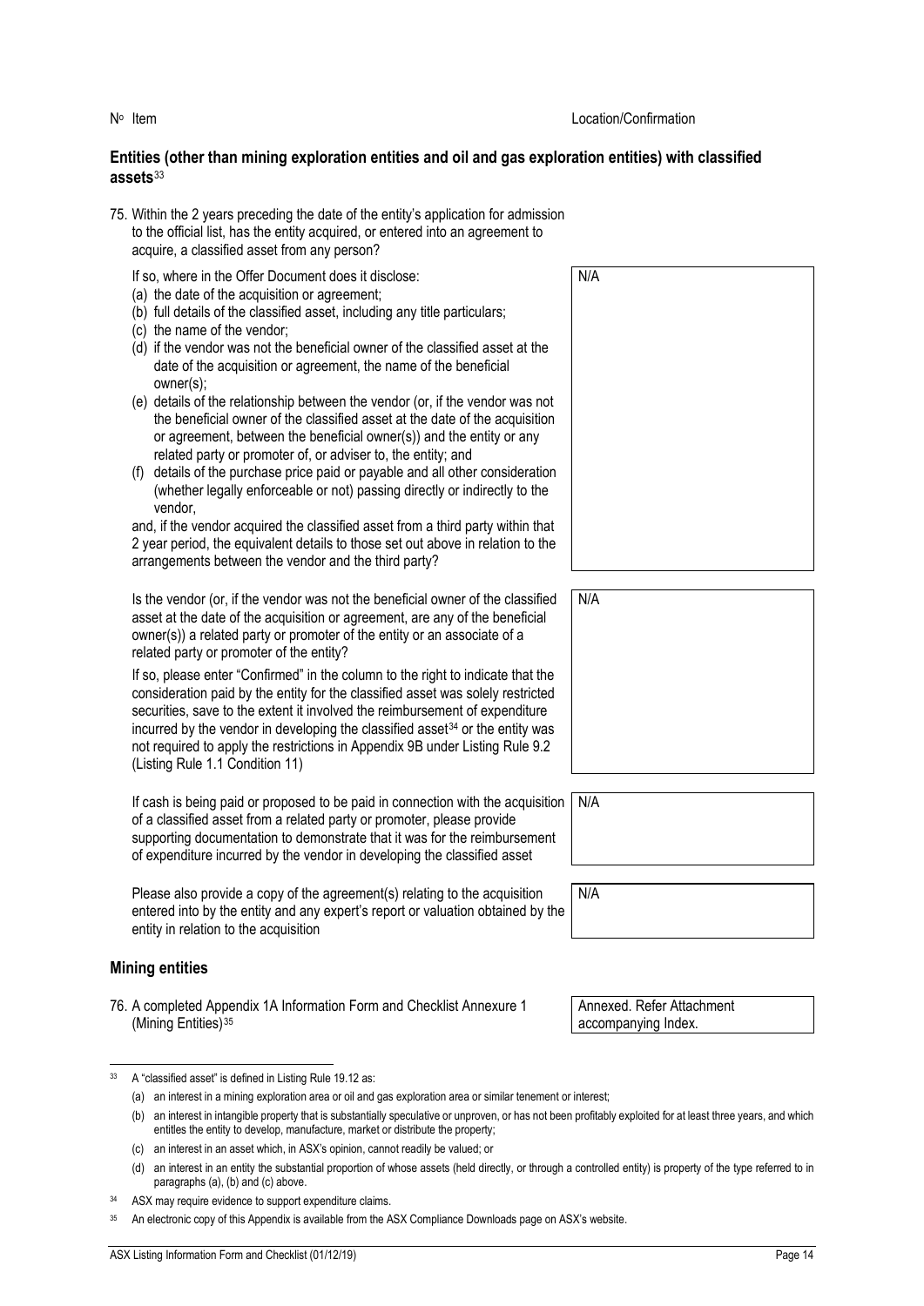| Nº | Item | Location/Confirmation |
|---|---|---|

## Entities (other than mining exploration entities and oil and gas exploration entities) with classified assets[33]

| Nº | Item | Location/Confirmation |
|---|---|---|
| 75. | Within the 2 years preceding the date of the entity's application for admission to the official list, has the entity acquired, or entered into an agreement to acquire, a classified asset from any person?<br><br>If so, where in the Offer Document does it disclose:<br>(a) the date of the acquisition or agreement;<br>(b) full details of the classified asset, including any title particulars;<br>(c) the name of the vendor;<br>(d) if the vendor was not the beneficial owner of the classified asset at the date of the acquisition or agreement, the name of the beneficial owner(s);<br>(e) details of the relationship between the vendor (or, if the vendor was not the beneficial owner of the classified asset at the date of the acquisition or agreement, between the beneficial owner(s)) and the entity or any related party or promoter of, or adviser to, the entity; and<br>(f) details of the purchase price paid or payable and all other consideration (whether legally enforceable or not) passing directly or indirectly to the vendor,<br><br>and, if the vendor acquired the classified asset from a third party within that 2 year period, the equivalent details to those set out above in relation to the arrangements between the vendor and the third party? | N/A |
| | Is the vendor (or, if the vendor was not the beneficial owner of the classified asset at the date of the acquisition or agreement, are any of the beneficial owner(s)) a related party or promoter of the entity or an associate of a related party or promoter of the entity?<br><br>If so, please enter "Confirmed" in the column to the right to indicate that the consideration paid by the entity for the classified asset was solely restricted securities, save to the extent it involved the reimbursement of expenditure incurred by the vendor in developing the classified asset[34] or the entity was not required to apply the restrictions in Appendix 9B under Listing Rule 9.2 (Listing Rule 1.1 Condition 11) | N/A |
| | If cash is being paid or proposed to be paid in connection with the acquisition of a classified asset from a related party or promoter, please provide supporting documentation to demonstrate that it was for the reimbursement of expenditure incurred by the vendor in developing the classified asset | N/A |
| | Please also provide a copy of the agreement(s) relating to the acquisition entered into by the entity and any expert's report or valuation obtained by the entity in relation to the acquisition | N/A |

## Mining entities

| Nº | Item | Location/Confirmation |
|---|---|---|
| 76. | A completed Appendix 1A Information Form and Checklist Annexure 1 (Mining Entities)[35] | Annexed. Refer Attachment accompanying Index. |

---

[33] A "classified asset" is defined in Listing Rule 19.12 as:

(a) an interest in a mining exploration area or oil and gas exploration area or similar tenement or interest;

(b) an interest in intangible property that is substantially speculative or unproven, or has not been profitably exploited for at least three years, and which entitles the entity to develop, manufacture, market or distribute the property;

(c) an interest in an asset which, in ASX's opinion, cannot readily be valued; or

(d) an interest in an entity the substantial proportion of whose assets (held directly, or through a controlled entity) is property of the type referred to in paragraphs (a), (b) and (c) above.

[34] ASX may require evidence to support expenditure claims.

[35] An electronic copy of this Appendix is available from the ASX Compliance Downloads page on ASX's website.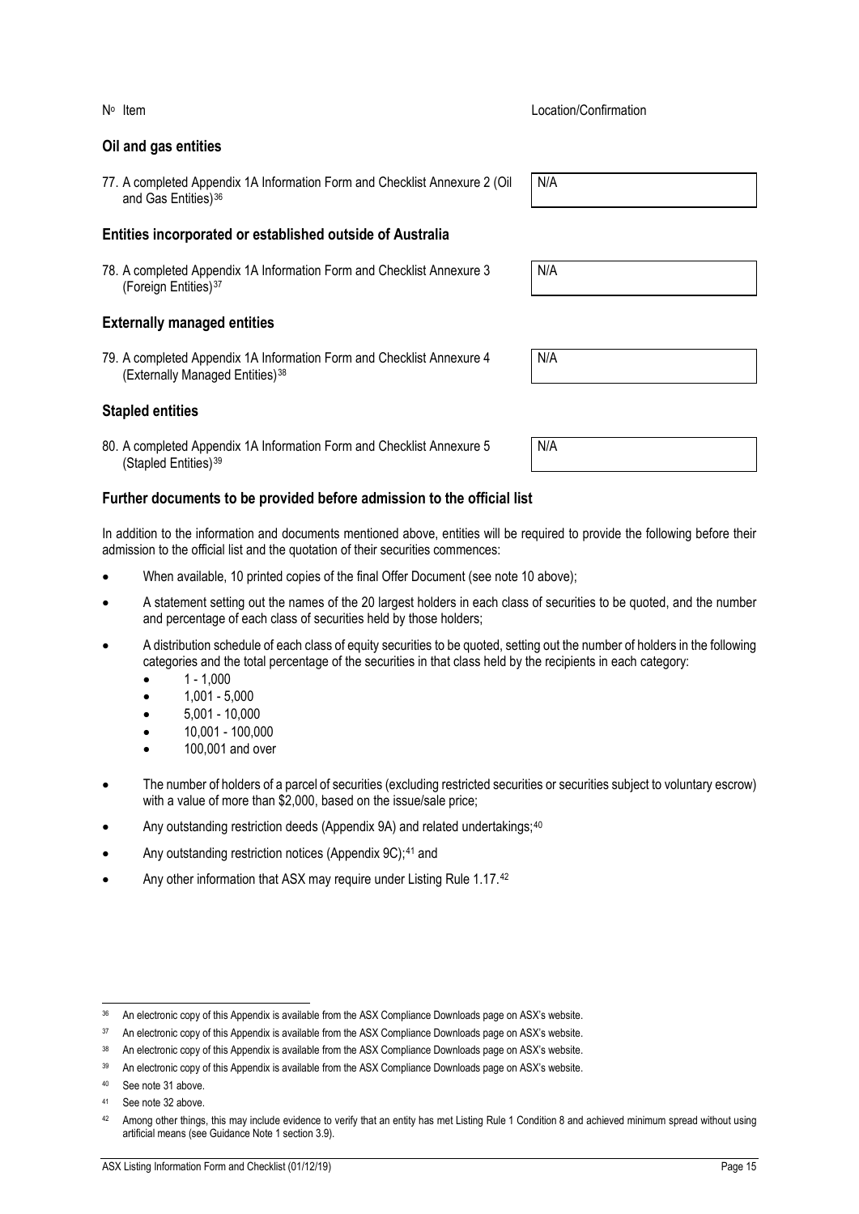| No Item | Location/Confirmation |
|---|---|
| **Oil and gas entities** | |
| 77. A completed Appendix 1A Information Form and Checklist Annexure 2 (Oil and Gas Entities)[36] | N/A |
| **Entities incorporated or established outside of Australia** | |
| 78. A completed Appendix 1A Information Form and Checklist Annexure 3 (Foreign Entities)[37] | N/A |
| **Externally managed entities** | |
| 79. A completed Appendix 1A Information Form and Checklist Annexure 4 (Externally Managed Entities)[38] | N/A |
| **Stapled entities** | |
| 80. A completed Appendix 1A Information Form and Checklist Annexure 5 (Stapled Entities)[39] | N/A |

## Further documents to be provided before admission to the official list

In addition to the information and documents mentioned above, entities will be required to provide the following before their admission to the official list and the quotation of their securities commences:

- When available, 10 printed copies of the final Offer Document (see note 10 above);
- A statement setting out the names of the 20 largest holders in each class of securities to be quoted, and the number and percentage of each class of securities held by those holders;
- A distribution schedule of each class of equity securities to be quoted, setting out the number of holders in the following categories and the total percentage of the securities in that class held by the recipients in each category:
  - 1 - 1,000
  - 1,001 - 5,000
  - 5,001 - 10,000
  - 10,001 - 100,000
  - 100,001 and over
- The number of holders of a parcel of securities (excluding restricted securities or securities subject to voluntary escrow) with a value of more than $2,000, based on the issue/sale price;
- Any outstanding restriction deeds (Appendix 9A) and related undertakings;[40]
- Any outstanding restriction notices (Appendix 9C);[41] and
- Any other information that ASX may require under Listing Rule 1.17.[42]

---

[36] An electronic copy of this Appendix is available from the ASX Compliance Downloads page on ASX's website.

[37] An electronic copy of this Appendix is available from the ASX Compliance Downloads page on ASX's website.

[38] An electronic copy of this Appendix is available from the ASX Compliance Downloads page on ASX's website.

[39] An electronic copy of this Appendix is available from the ASX Compliance Downloads page on ASX's website.

[40] See note 31 above.

[41] See note 32 above.

[42] Among other things, this may include evidence to verify that an entity has met Listing Rule 1 Condition 8 and achieved minimum spread without using artificial means (see Guidance Note 1 section 3.9).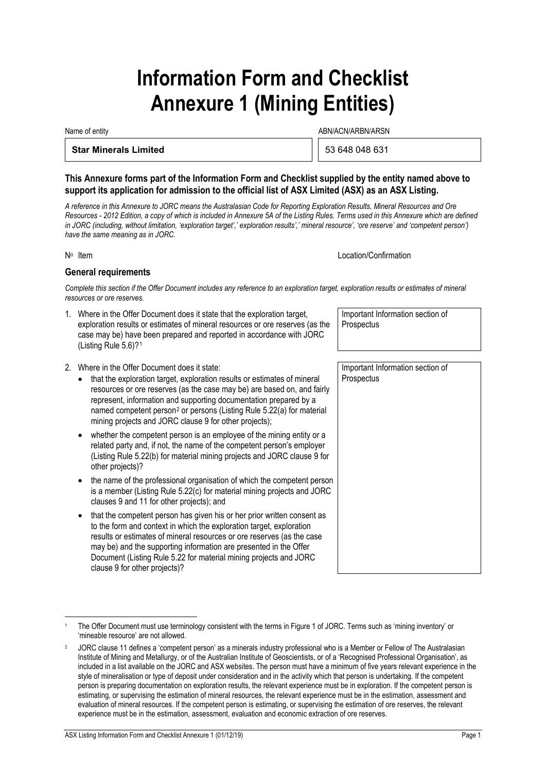# Information Form and Checklist Annexure 1 (Mining Entities)

| Name of entity | ABN/ACN/ARBN/ARSN |
| --- | --- |
| **Star Minerals Limited** | 53 648 048 631 |

**This Annexure forms part of the Information Form and Checklist supplied by the entity named above to support its application for admission to the official list of ASX Limited (ASX) as an ASX Listing.**

*A reference in this Annexure to JORC means the Australasian Code for Reporting Exploration Results, Mineral Resources and Ore Resources - 2012 Edition, a copy of which is included in Annexure 5A of the Listing Rules. Terms used in this Annexure which are defined in JORC (including, without limitation, 'exploration target',' exploration results',' mineral resource', 'ore reserve' and 'competent person') have the same meaning as in JORC.*

## General requirements

*Complete this section if the Offer Document includes any reference to an exploration target, exploration results or estimates of mineral resources or ore reserves.*

| Nº | Item | Location/Confirmation |
| --- | --- | --- |
| 1. | Where in the Offer Document does it state that the exploration target, exploration results or estimates of mineral resources or ore reserves (as the case may be) have been prepared and reported in accordance with JORC (Listing Rule 5.6)?[1] | Important Information section of Prospectus |
| 2. | Where in the Offer Document does it state:<br>• that the exploration target, exploration results or estimates of mineral resources or ore reserves (as the case may be) are based on, and fairly represent, information and supporting documentation prepared by a named competent person[2] or persons (Listing Rule 5.22(a) for material mining projects and JORC clause 9 for other projects);<br>• whether the competent person is an employee of the mining entity or a related party and, if not, the name of the competent person's employer (Listing Rule 5.22(b) for material mining projects and JORC clause 9 for other projects)?<br>• the name of the professional organisation of which the competent person is a member (Listing Rule 5.22(c) for material mining projects and JORC clauses 9 and 11 for other projects); and<br>• that the competent person has given his or her prior written consent as to the form and context in which the exploration target, exploration results or estimates of mineral resources or ore reserves (as the case may be) and the supporting information are presented in the Offer Document (Listing Rule 5.22 for material mining projects and JORC clause 9 for other projects)? | Important Information section of Prospectus |

[1] The Offer Document must use terminology consistent with the terms in Figure 1 of JORC. Terms such as 'mining inventory' or 'mineable resource' are not allowed.

[2] JORC clause 11 defines a 'competent person' as a minerals industry professional who is a Member or Fellow of The Australasian Institute of Mining and Metallurgy, or of the Australian Institute of Geoscientists, or of a 'Recognised Professional Organisation', as included in a list available on the JORC and ASX websites. The person must have a minimum of five years relevant experience in the style of mineralisation or type of deposit under consideration and in the activity which that person is undertaking. If the competent person is preparing documentation on exploration results, the relevant experience must be in exploration. If the competent person is estimating, or supervising the estimation of mineral resources, the relevant experience must be in the estimation, assessment and evaluation of mineral resources. If the competent person is estimating, or supervising the estimation of ore reserves, the relevant experience must be in the estimation, assessment, evaluation and economic extraction of ore reserves.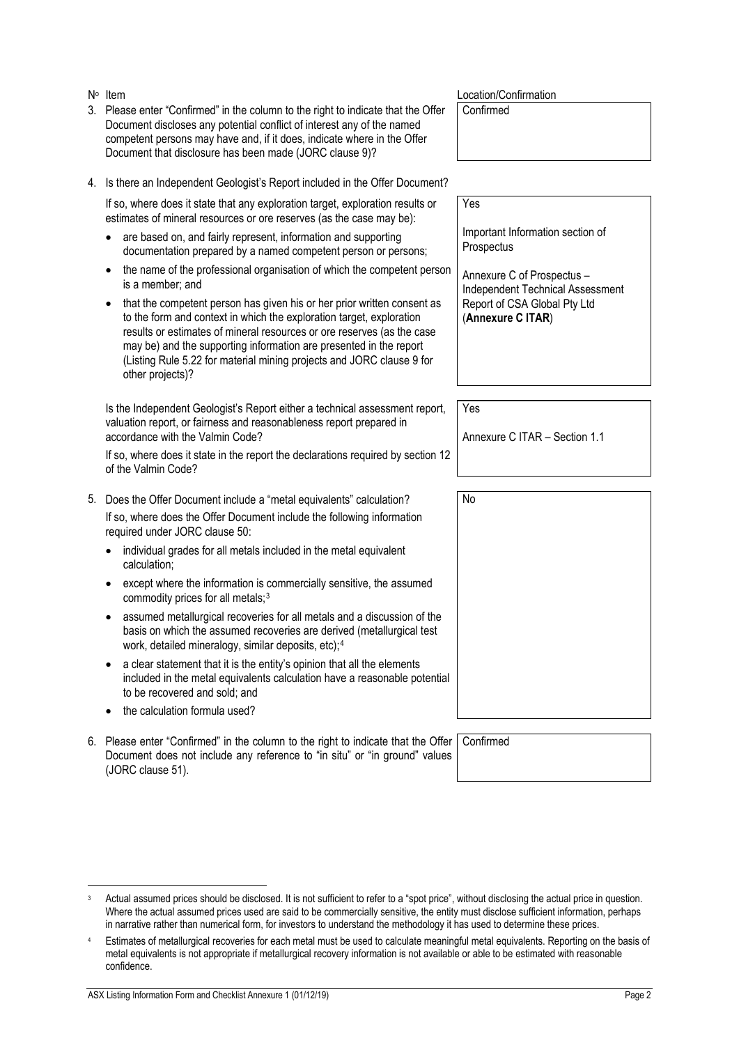| Nº | Item | Location/Confirmation |
|---|---|---|
| 3. | Please enter "Confirmed" in the column to the right to indicate that the Offer Document discloses any potential conflict of interest any of the named competent persons may have and, if it does, indicate where in the Offer Document that disclosure has been made (JORC clause 9)? | Confirmed |
| 4. | Is there an Independent Geologist's Report included in the Offer Document?<br><br>If so, where does it state that any exploration target, exploration results or estimates of mineral resources or ore reserves (as the case may be):<br>• are based on, and fairly represent, information and supporting documentation prepared by a named competent person or persons;<br>• the name of the professional organisation of which the competent person is a member; and<br>• that the competent person has given his or her prior written consent as to the form and context in which the exploration target, exploration results or estimates of mineral resources or ore reserves (as the case may be) and the supporting information are presented in the report (Listing Rule 5.22 for material mining projects and JORC clause 9 for other projects)? | Yes<br><br>Important Information section of Prospectus<br><br>Annexure C of Prospectus – Independent Technical Assessment Report of CSA Global Pty Ltd (**Annexure C ITAR**) |
| | Is the Independent Geologist's Report either a technical assessment report, valuation report, or fairness and reasonableness report prepared in accordance with the Valmin Code?<br><br>If so, where does it state in the report the declarations required by section 12 of the Valmin Code? | Yes<br><br>Annexure C ITAR – Section 1.1 |
| 5. | Does the Offer Document include a "metal equivalents" calculation?<br>If so, where does the Offer Document include the following information required under JORC clause 50:<br>• individual grades for all metals included in the metal equivalent calculation;<br>• except where the information is commercially sensitive, the assumed commodity prices for all metals;[3]<br>• assumed metallurgical recoveries for all metals and a discussion of the basis on which the assumed recoveries are derived (metallurgical test work, detailed mineralogy, similar deposits, etc);[4]<br>• a clear statement that it is the entity's opinion that all the elements included in the metal equivalents calculation have a reasonable potential to be recovered and sold; and<br>• the calculation formula used? | No |
| 6. | Please enter "Confirmed" in the column to the right to indicate that the Offer Document does not include any reference to "in situ" or "in ground" values (JORC clause 51). | Confirmed |

---

[3] Actual assumed prices should be disclosed. It is not sufficient to refer to a "spot price", without disclosing the actual price in question. Where the actual assumed prices used are said to be commercially sensitive, the entity must disclose sufficient information, perhaps in narrative rather than numerical form, for investors to understand the methodology it has used to determine these prices.

[4] Estimates of metallurgical recoveries for each metal must be used to calculate meaningful metal equivalents. Reporting on the basis of metal equivalents is not appropriate if metallurgical recovery information is not available or able to be estimated with reasonable confidence.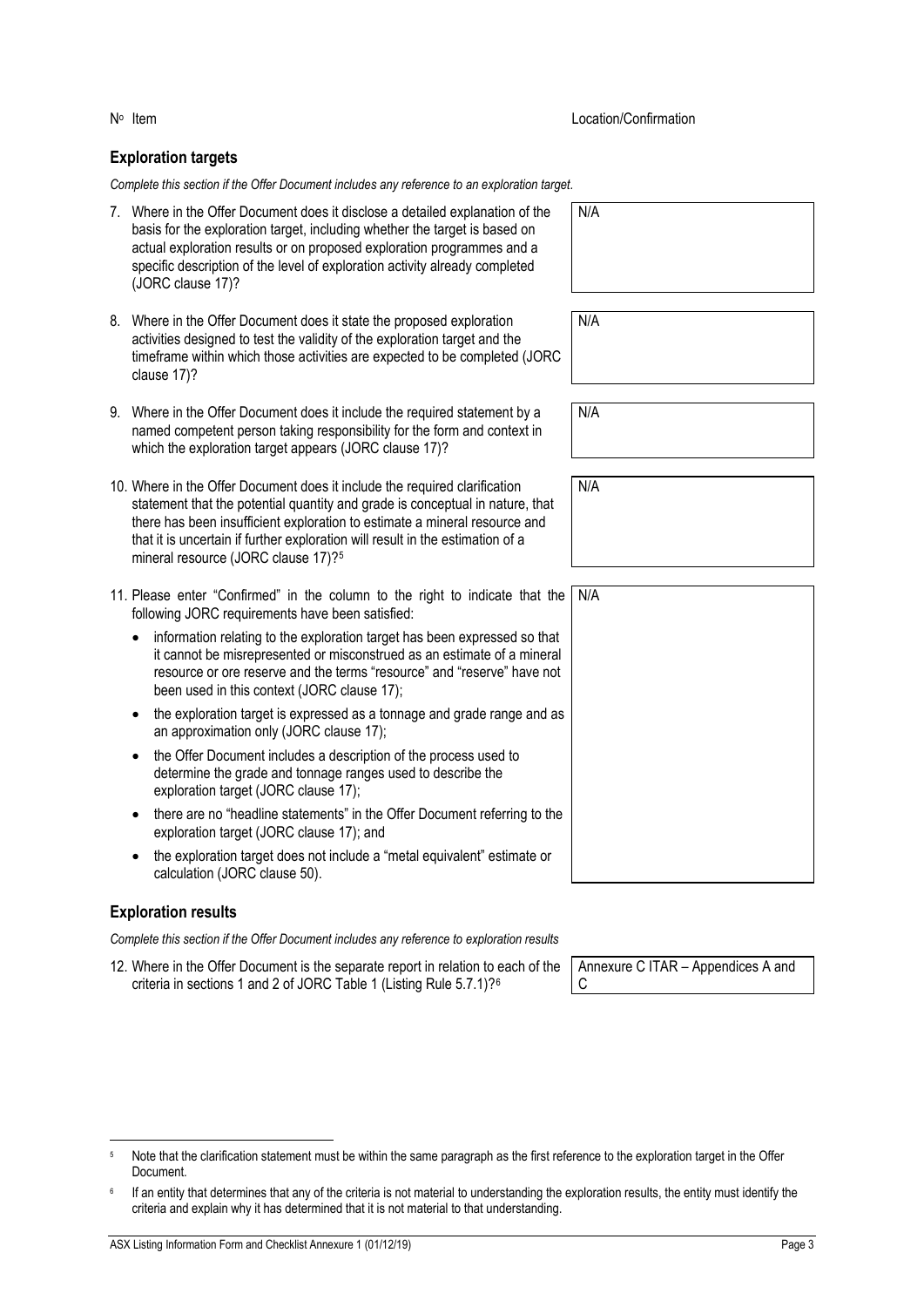| Nº Item | Location/Confirmation |
| --- | --- |

## Exploration targets

*Complete this section if the Offer Document includes any reference to an exploration target.*

| Nº Item | Location/Confirmation |
| --- | --- |
| 7. Where in the Offer Document does it disclose a detailed explanation of the basis for the exploration target, including whether the target is based on actual exploration results or on proposed exploration programmes and a specific description of the level of exploration activity already completed (JORC clause 17)? | N/A |
| 8. Where in the Offer Document does it state the proposed exploration activities designed to test the validity of the exploration target and the timeframe within which those activities are expected to be completed (JORC clause 17)? | N/A |
| 9. Where in the Offer Document does it include the required statement by a named competent person taking responsibility for the form and context in which the exploration target appears (JORC clause 17)? | N/A |
| 10. Where in the Offer Document does it include the required clarification statement that the potential quantity and grade is conceptual in nature, that there has been insufficient exploration to estimate a mineral resource and that it is uncertain if further exploration will result in the estimation of a mineral resource (JORC clause 17)?[5] | N/A |
| 11. Please enter "Confirmed" in the column to the right to indicate that the following JORC requirements have been satisfied:<br>• information relating to the exploration target has been expressed so that it cannot be misrepresented or misconstrued as an estimate of a mineral resource or ore reserve and the terms "resource" and "reserve" have not been used in this context (JORC clause 17);<br>• the exploration target is expressed as a tonnage and grade range and as an approximation only (JORC clause 17);<br>• the Offer Document includes a description of the process used to determine the grade and tonnage ranges used to describe the exploration target (JORC clause 17);<br>• there are no "headline statements" in the Offer Document referring to the exploration target (JORC clause 17); and<br>• the exploration target does not include a "metal equivalent" estimate or calculation (JORC clause 50). | N/A |

## Exploration results

*Complete this section if the Offer Document includes any reference to exploration results*

| Nº Item | Location/Confirmation |
| --- | --- |
| 12. Where in the Offer Document is the separate report in relation to each of the criteria in sections 1 and 2 of JORC Table 1 (Listing Rule 5.7.1)?[6] | Annexure C ITAR – Appendices A and C |

[5] Note that the clarification statement must be within the same paragraph as the first reference to the exploration target in the Offer Document.

[6] If an entity that determines that any of the criteria is not material to understanding the exploration results, the entity must identify the criteria and explain why it has determined that it is not material to that understanding.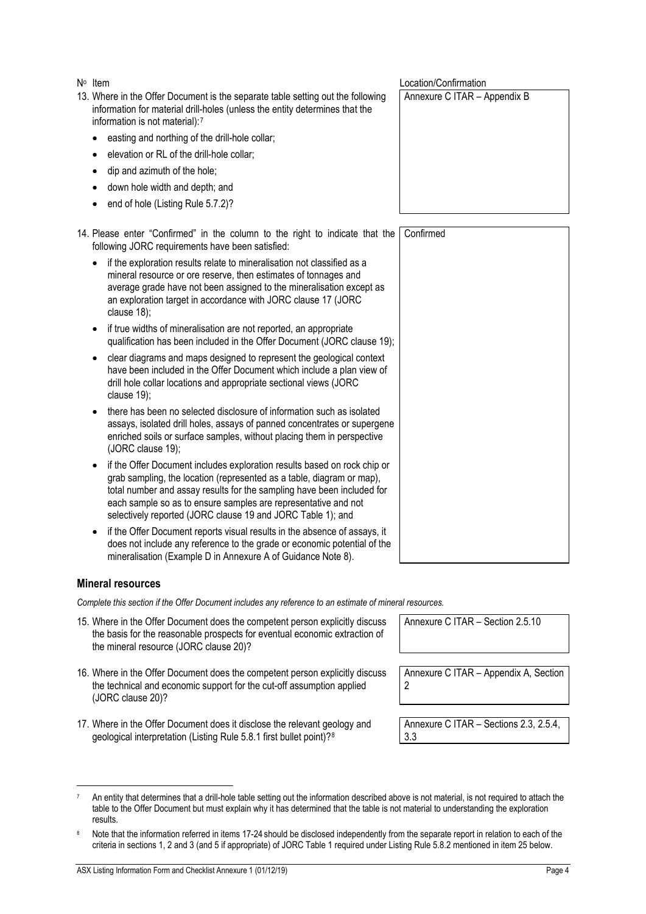| Nº Item | Location/Confirmation |
| --- | --- |
| 13. Where in the Offer Document is the separate table setting out the following information for material drill-holes (unless the entity determines that the information is not material):[7]<br>• easting and northing of the drill-hole collar;<br>• elevation or RL of the drill-hole collar;<br>• dip and azimuth of the hole;<br>• down hole width and depth; and<br>• end of hole (Listing Rule 5.7.2)? | Annexure C ITAR – Appendix B |
| 14. Please enter "Confirmed" in the column to the right to indicate that the following JORC requirements have been satisfied:<br>• if the exploration results relate to mineralisation not classified as a mineral resource or ore reserve, then estimates of tonnages and average grade have not been assigned to the mineralisation except as an exploration target in accordance with JORC clause 17 (JORC clause 18);<br>• if true widths of mineralisation are not reported, an appropriate qualification has been included in the Offer Document (JORC clause 19);<br>• clear diagrams and maps designed to represent the geological context have been included in the Offer Document which include a plan view of drill hole collar locations and appropriate sectional views (JORC clause 19);<br>• there has been no selected disclosure of information such as isolated assays, isolated drill holes, assays of panned concentrates or supergene enriched soils or surface samples, without placing them in perspective (JORC clause 19);<br>• if the Offer Document includes exploration results based on rock chip or grab sampling, the location (represented as a table, diagram or map), total number and assay results for the sampling have been included for each sample so as to ensure samples are representative and not selectively reported (JORC clause 19 and JORC Table 1); and<br>• if the Offer Document reports visual results in the absence of assays, it does not include any reference to the grade or economic potential of the mineralisation (Example D in Annexure A of Guidance Note 8). | Confirmed |

## Mineral resources

*Complete this section if the Offer Document includes any reference to an estimate of mineral resources.*

| Nº Item | Location/Confirmation |
| --- | --- |
| 15. Where in the Offer Document does the competent person explicitly discuss the basis for the reasonable prospects for eventual economic extraction of the mineral resource (JORC clause 20)? | Annexure C ITAR – Section 2.5.10 |
| 16. Where in the Offer Document does the competent person explicitly discuss the technical and economic support for the cut-off assumption applied (JORC clause 20)? | Annexure C ITAR – Appendix A, Section 2 |
| 17. Where in the Offer Document does it disclose the relevant geology and geological interpretation (Listing Rule 5.8.1 first bullet point)?[8] | Annexure C ITAR – Sections 2.3, 2.5.4, 3.3 |

[7] An entity that determines that a drill-hole table setting out the information described above is not material, is not required to attach the table to the Offer Document but must explain why it has determined that the table is not material to understanding the exploration results.

[8] Note that the information referred in items 17-24 should be disclosed independently from the separate report in relation to each of the criteria in sections 1, 2 and 3 (and 5 if appropriate) of JORC Table 1 required under Listing Rule 5.8.2 mentioned in item 25 below.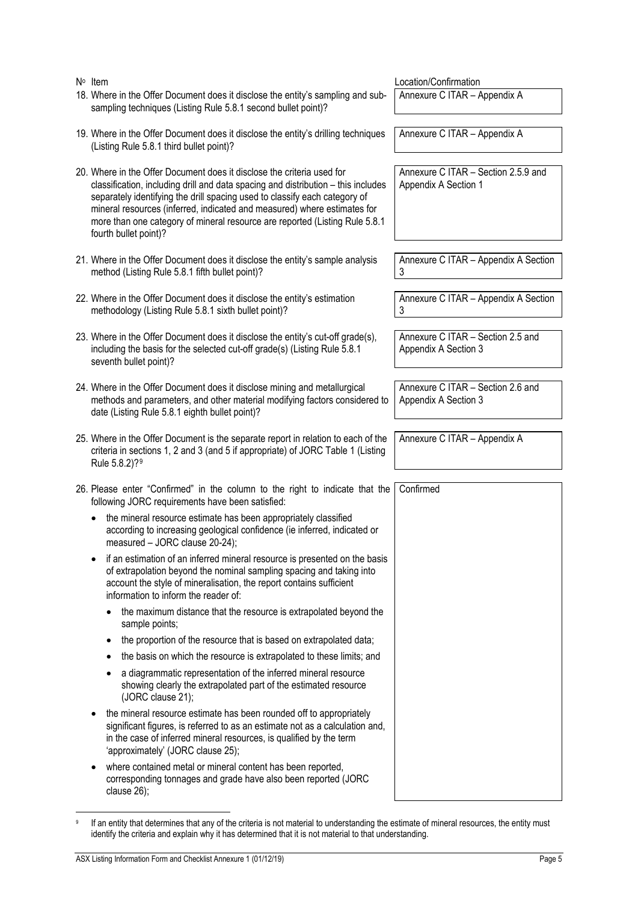| Nº Item | Location/Confirmation |
|---|---|
| 18. Where in the Offer Document does it disclose the entity's sampling and sub-sampling techniques (Listing Rule 5.8.1 second bullet point)? | Annexure C ITAR – Appendix A |
| 19. Where in the Offer Document does it disclose the entity's drilling techniques (Listing Rule 5.8.1 third bullet point)? | Annexure C ITAR – Appendix A |
| 20. Where in the Offer Document does it disclose the criteria used for classification, including drill and data spacing and distribution – this includes separately identifying the drill spacing used to classify each category of mineral resources (inferred, indicated and measured) where estimates for more than one category of mineral resource are reported (Listing Rule 5.8.1 fourth bullet point)? | Annexure C ITAR – Section 2.5.9 and Appendix A Section 1 |
| 21. Where in the Offer Document does it disclose the entity's sample analysis method (Listing Rule 5.8.1 fifth bullet point)? | Annexure C ITAR – Appendix A Section 3 |
| 22. Where in the Offer Document does it disclose the entity's estimation methodology (Listing Rule 5.8.1 sixth bullet point)? | Annexure C ITAR – Appendix A Section 3 |
| 23. Where in the Offer Document does it disclose the entity's cut-off grade(s), including the basis for the selected cut-off grade(s) (Listing Rule 5.8.1 seventh bullet point)? | Annexure C ITAR – Section 2.5 and Appendix A Section 3 |
| 24. Where in the Offer Document does it disclose mining and metallurgical methods and parameters, and other material modifying factors considered to date (Listing Rule 5.8.1 eighth bullet point)? | Annexure C ITAR – Section 2.6 and Appendix A Section 3 |
| 25. Where in the Offer Document is the separate report in relation to each of the criteria in sections 1, 2 and 3 (and 5 if appropriate) of JORC Table 1 (Listing Rule 5.8.2)?[9] | Annexure C ITAR – Appendix A |
| 26. Please enter "Confirmed" in the column to the right to indicate that the following JORC requirements have been satisfied:<br>• the mineral resource estimate has been appropriately classified according to increasing geological confidence (ie inferred, indicated or measured – JORC clause 20-24);<br>• if an estimation of an inferred mineral resource is presented on the basis of extrapolation beyond the nominal sampling spacing and taking into account the style of mineralisation, the report contains sufficient information to inform the reader of:<br>  • the maximum distance that the resource is extrapolated beyond the sample points;<br>  • the proportion of the resource that is based on extrapolated data;<br>  • the basis on which the resource is extrapolated to these limits; and<br>  • a diagrammatic representation of the inferred mineral resource showing clearly the extrapolated part of the estimated resource (JORC clause 21);<br>• the mineral resource estimate has been rounded off to appropriately significant figures, is referred to as an estimate not as a calculation and, in the case of inferred mineral resources, is qualified by the term 'approximately' (JORC clause 25);<br>• where contained metal or mineral content has been reported, corresponding tonnages and grade have also been reported (JORC clause 26); | Confirmed |

[9] If an entity that determines that any of the criteria is not material to understanding the estimate of mineral resources, the entity must identify the criteria and explain why it has determined that it is not material to that understanding.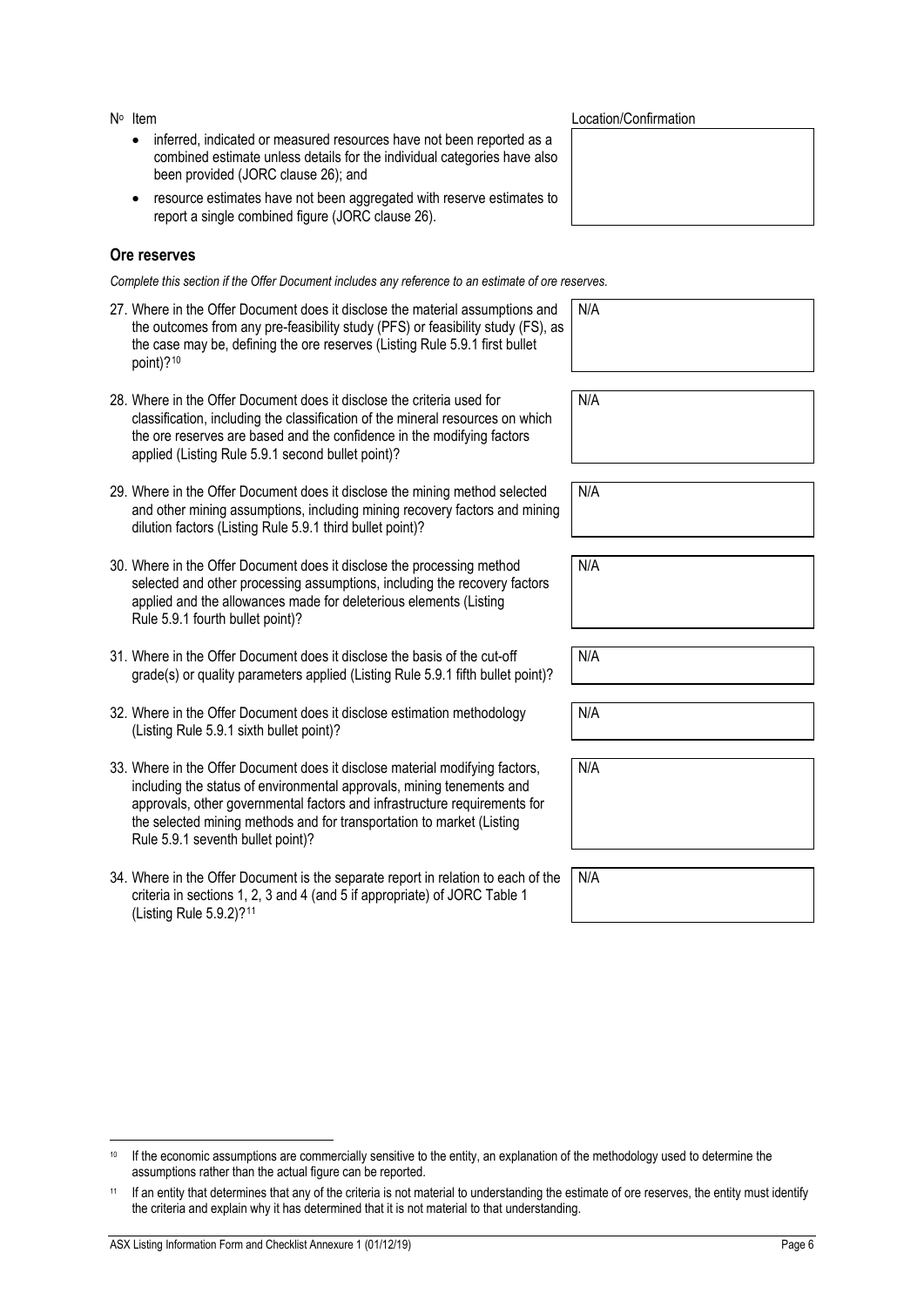| Nº | Item | Location/Confirmation |
|---|---|---|
| | • inferred, indicated or measured resources have not been reported as a combined estimate unless details for the individual categories have also been provided (JORC clause 26); and<br>• resource estimates have not been aggregated with reserve estimates to report a single combined figure (JORC clause 26). | |

### Ore reserves

*Complete this section if the Offer Document includes any reference to an estimate of ore reserves.*

| Nº | Item | Location/Confirmation |
|---|---|---|
| 27. | Where in the Offer Document does it disclose the material assumptions and the outcomes from any pre-feasibility study (PFS) or feasibility study (FS), as the case may be, defining the ore reserves (Listing Rule 5.9.1 first bullet point)?[10] | N/A |
| 28. | Where in the Offer Document does it disclose the criteria used for classification, including the classification of the mineral resources on which the ore reserves are based and the confidence in the modifying factors applied (Listing Rule 5.9.1 second bullet point)? | N/A |
| 29. | Where in the Offer Document does it disclose the mining method selected and other mining assumptions, including mining recovery factors and mining dilution factors (Listing Rule 5.9.1 third bullet point)? | N/A |
| 30. | Where in the Offer Document does it disclose the processing method selected and other processing assumptions, including the recovery factors applied and the allowances made for deleterious elements (Listing Rule 5.9.1 fourth bullet point)? | N/A |
| 31. | Where in the Offer Document does it disclose the basis of the cut-off grade(s) or quality parameters applied (Listing Rule 5.9.1 fifth bullet point)? | N/A |
| 32. | Where in the Offer Document does it disclose estimation methodology (Listing Rule 5.9.1 sixth bullet point)? | N/A |
| 33. | Where in the Offer Document does it disclose material modifying factors, including the status of environmental approvals, mining tenements and approvals, other governmental factors and infrastructure requirements for the selected mining methods and for transportation to market (Listing Rule 5.9.1 seventh bullet point)? | N/A |
| 34. | Where in the Offer Document is the separate report in relation to each of the criteria in sections 1, 2, 3 and 4 (and 5 if appropriate) of JORC Table 1 (Listing Rule 5.9.2)?[11] | N/A |

[10] If the economic assumptions are commercially sensitive to the entity, an explanation of the methodology used to determine the assumptions rather than the actual figure can be reported.

[11] If an entity that determines that any of the criteria is not material to understanding the estimate of ore reserves, the entity must identify the criteria and explain why it has determined that it is not material to that understanding.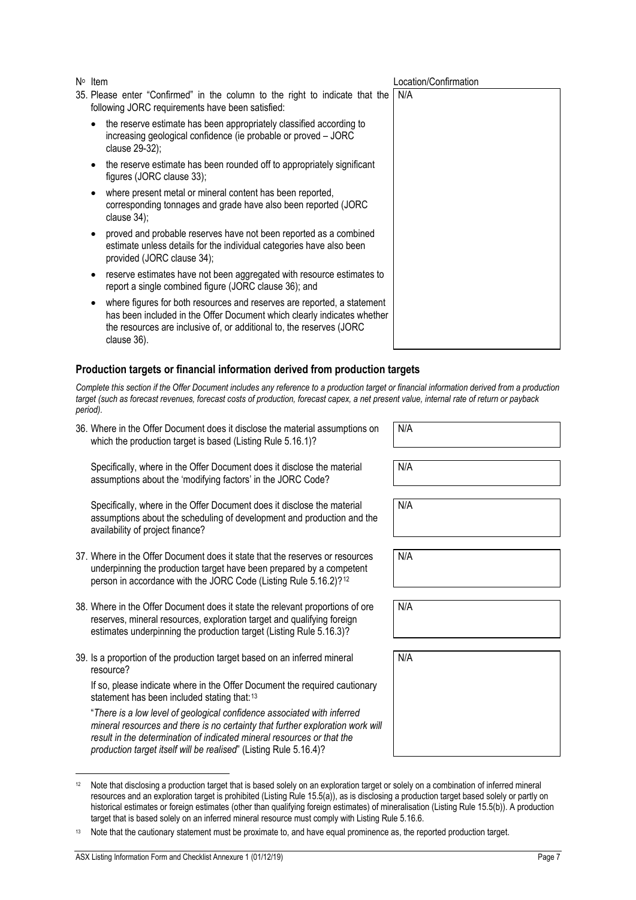| Nº | Item | Location/Confirmation |
|---|---|---|
| 35. | Please enter "Confirmed" in the column to the right to indicate that the following JORC requirements have been satisfied:<br>• the reserve estimate has been appropriately classified according to increasing geological confidence (ie probable or proved – JORC clause 29-32);<br>• the reserve estimate has been rounded off to appropriately significant figures (JORC clause 33);<br>• where present metal or mineral content has been reported, corresponding tonnages and grade have also been reported (JORC clause 34);<br>• proved and probable reserves have not been reported as a combined estimate unless details for the individual categories have also been provided (JORC clause 34);<br>• reserve estimates have not been aggregated with resource estimates to report a single combined figure (JORC clause 36); and<br>• where figures for both resources and reserves are reported, a statement has been included in the Offer Document which clearly indicates whether the resources are inclusive of, or additional to, the reserves (JORC clause 36). | N/A |

## Production targets or financial information derived from production targets

*Complete this section if the Offer Document includes any reference to a production target or financial information derived from a production target (such as forecast revenues, forecast costs of production, forecast capex, a net present value, internal rate of return or payback period).*

| Nº | Item | Location/Confirmation |
|---|---|---|
| 36. | Where in the Offer Document does it disclose the material assumptions on which the production target is based (Listing Rule 5.16.1)? | N/A |
| | Specifically, where in the Offer Document does it disclose the material assumptions about the 'modifying factors' in the JORC Code? | N/A |
| | Specifically, where in the Offer Document does it disclose the material assumptions about the scheduling of development and production and the availability of project finance? | N/A |
| 37. | Where in the Offer Document does it state that the reserves or resources underpinning the production target have been prepared by a competent person in accordance with the JORC Code (Listing Rule 5.16.2)?[12] | N/A |
| 38. | Where in the Offer Document does it state the relevant proportions of ore reserves, mineral resources, exploration target and qualifying foreign estimates underpinning the production target (Listing Rule 5.16.3)? | N/A |
| 39. | Is a proportion of the production target based on an inferred mineral resource?<br>If so, please indicate where in the Offer Document the required cautionary statement has been included stating that:[13]<br>"*There is a low level of geological confidence associated with inferred mineral resources and there is no certainty that further exploration work will result in the determination of indicated mineral resources or that the production target itself will be realised*" (Listing Rule 5.16.4)? | N/A |

[12] Note that disclosing a production target that is based solely on an exploration target or solely on a combination of inferred mineral resources and an exploration target is prohibited (Listing Rule 15.5(a)), as is disclosing a production target based solely or partly on historical estimates or foreign estimates (other than qualifying foreign estimates) of mineralisation (Listing Rule 15.5(b)). A production target that is based solely on an inferred mineral resource must comply with Listing Rule 5.16.6.

[13] Note that the cautionary statement must be proximate to, and have equal prominence as, the reported production target.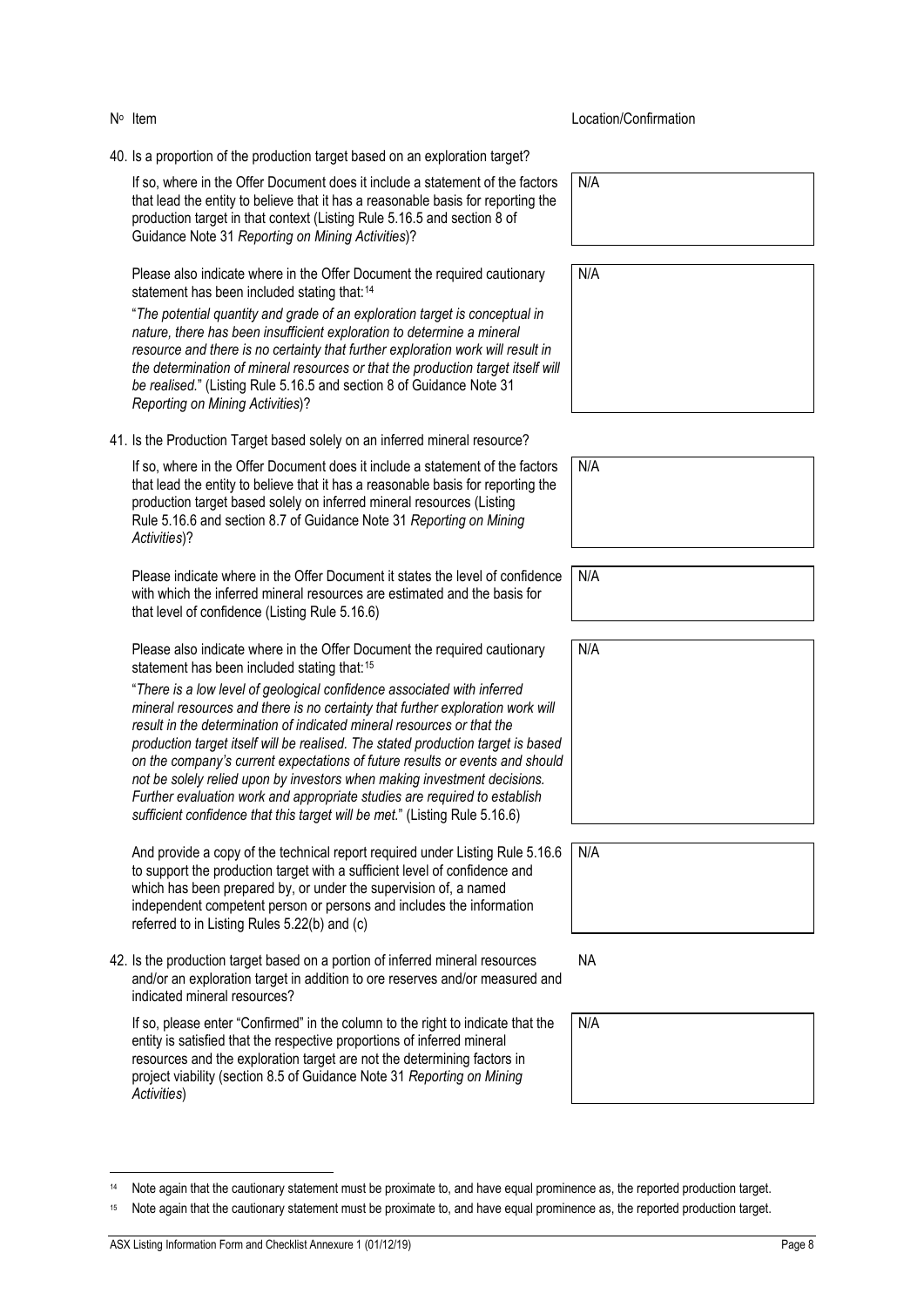| Nº | Item | Location/Confirmation |
|---|---|---|
| 40. | Is a proportion of the production target based on an exploration target? | |
| | If so, where in the Offer Document does it include a statement of the factors that lead the entity to believe that it has a reasonable basis for reporting the production target in that context (Listing Rule 5.16.5 and section 8 of Guidance Note 31 *Reporting on Mining Activities*)? | N/A |
| | Please also indicate where in the Offer Document the required cautionary statement has been included stating that:[14] "*The potential quantity and grade of an exploration target is conceptual in nature, there has been insufficient exploration to determine a mineral resource and there is no certainty that further exploration work will result in the determination of mineral resources or that the production target itself will be realised.*" (Listing Rule 5.16.5 and section 8 of Guidance Note 31 *Reporting on Mining Activities*)? | N/A |
| 41. | Is the Production Target based solely on an inferred mineral resource? | |
| | If so, where in the Offer Document does it include a statement of the factors that lead the entity to believe that it has a reasonable basis for reporting the production target based solely on inferred mineral resources (Listing Rule 5.16.6 and section 8.7 of Guidance Note 31 *Reporting on Mining Activities*)? | N/A |
| | Please indicate where in the Offer Document it states the level of confidence with which the inferred mineral resources are estimated and the basis for that level of confidence (Listing Rule 5.16.6) | N/A |
| | Please also indicate where in the Offer Document the required cautionary statement has been included stating that:[15] "*There is a low level of geological confidence associated with inferred mineral resources and there is no certainty that further exploration work will result in the determination of indicated mineral resources or that the production target itself will be realised. The stated production target is based on the company's current expectations of future results or events and should not be solely relied upon by investors when making investment decisions. Further evaluation work and appropriate studies are required to establish sufficient confidence that this target will be met.*" (Listing Rule 5.16.6) | N/A |
| | And provide a copy of the technical report required under Listing Rule 5.16.6 to support the production target with a sufficient level of confidence and which has been prepared by, or under the supervision of, a named independent competent person or persons and includes the information referred to in Listing Rules 5.22(b) and (c) | N/A |
| 42. | Is the production target based on a portion of inferred mineral resources and/or an exploration target in addition to ore reserves and/or measured and indicated mineral resources? | NA |
| | If so, please enter "Confirmed" in the column to the right to indicate that the entity is satisfied that the respective proportions of inferred mineral resources and the exploration target are not the determining factors in project viability (section 8.5 of Guidance Note 31 *Reporting on Mining Activities*) | N/A |

[14] Note again that the cautionary statement must be proximate to, and have equal prominence as, the reported production target.

[15] Note again that the cautionary statement must be proximate to, and have equal prominence as, the reported production target.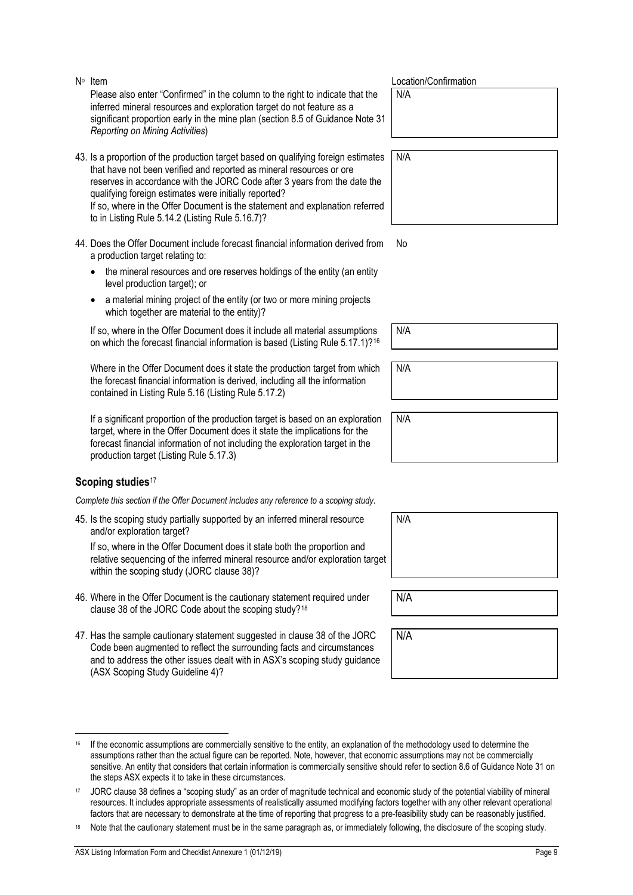| Nº Item | Location/Confirmation |
|---|---|
| Please also enter "Confirmed" in the column to the right to indicate that the inferred mineral resources and exploration target do not feature as a significant proportion early in the mine plan (section 8.5 of Guidance Note 31 *Reporting on Mining Activities*) | N/A |
| 43. Is a proportion of the production target based on qualifying foreign estimates that have not been verified and reported as mineral resources or ore reserves in accordance with the JORC Code after 3 years from the date the qualifying foreign estimates were initially reported?<br>If so, where in the Offer Document is the statement and explanation referred to in Listing Rule 5.14.2 (Listing Rule 5.16.7)? | N/A |
| 44. Does the Offer Document include forecast financial information derived from a production target relating to:<br>• the mineral resources and ore reserves holdings of the entity (an entity level production target); or<br>• a material mining project of the entity (or two or more mining projects which together are material to the entity)? | No |
| If so, where in the Offer Document does it include all material assumptions on which the forecast financial information is based (Listing Rule 5.17.1)?[16] | N/A |
| Where in the Offer Document does it state the production target from which the forecast financial information is derived, including all the information contained in Listing Rule 5.16 (Listing Rule 5.17.2) | N/A |
| If a significant proportion of the production target is based on an exploration target, where in the Offer Document does it state the implications for the forecast financial information of not including the exploration target in the production target (Listing Rule 5.17.3) | N/A |

## Scoping studies[17]

*Complete this section if the Offer Document includes any reference to a scoping study.*

| Nº Item | Location/Confirmation |
|---|---|
| 45. Is the scoping study partially supported by an inferred mineral resource and/or exploration target?<br>If so, where in the Offer Document does it state both the proportion and relative sequencing of the inferred mineral resource and/or exploration target within the scoping study (JORC clause 38)? | N/A |
| 46. Where in the Offer Document is the cautionary statement required under clause 38 of the JORC Code about the scoping study?[18] | N/A |
| 47. Has the sample cautionary statement suggested in clause 38 of the JORC Code been augmented to reflect the surrounding facts and circumstances and to address the other issues dealt with in ASX's scoping study guidance (ASX Scoping Study Guideline 4)? | N/A |

---

[16] If the economic assumptions are commercially sensitive to the entity, an explanation of the methodology used to determine the assumptions rather than the actual figure can be reported. Note, however, that economic assumptions may not be commercially sensitive. An entity that considers that certain information is commercially sensitive should refer to section 8.6 of Guidance Note 31 on the steps ASX expects it to take in these circumstances.

[17] JORC clause 38 defines a "scoping study" as an order of magnitude technical and economic study of the potential viability of mineral resources. It includes appropriate assessments of realistically assumed modifying factors together with any other relevant operational factors that are necessary to demonstrate at the time of reporting that progress to a pre-feasibility study can be reasonably justified.

[18] Note that the cautionary statement must be in the same paragraph as, or immediately following, the disclosure of the scoping study.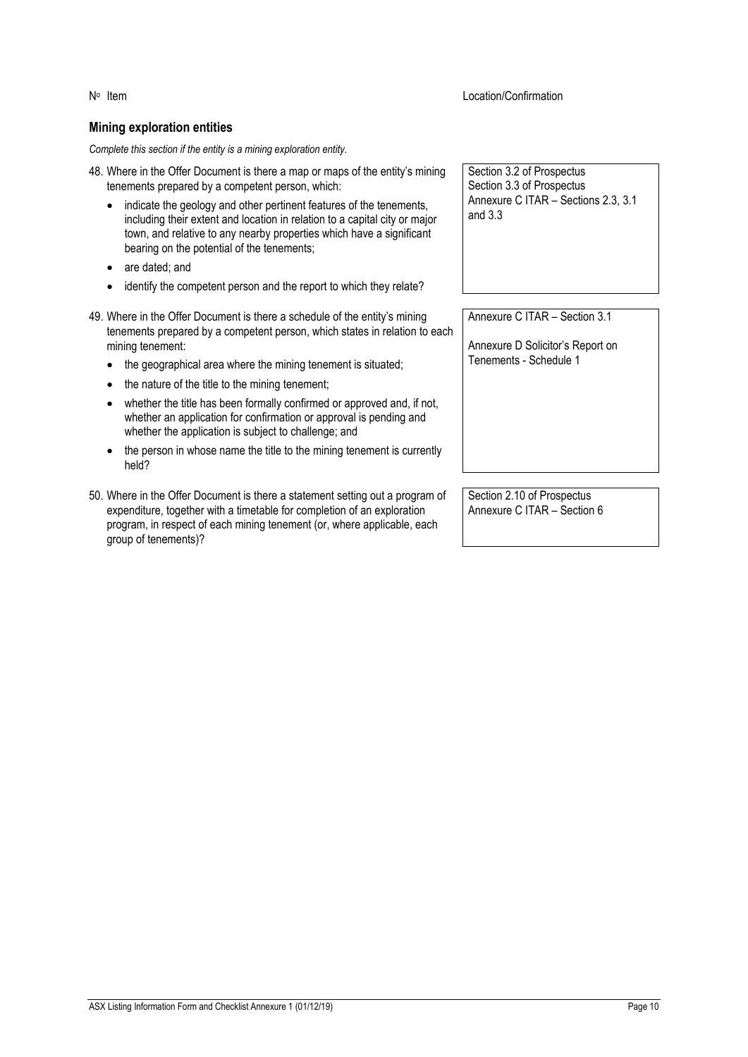| Nº Item | Location/Confirmation |
|---|---|

## Mining exploration entities

*Complete this section if the entity is a mining exploration entity.*

| Item | Location/Confirmation |
|---|---|
| 48. Where in the Offer Document is there a map or maps of the entity's mining tenements prepared by a competent person, which:<br>• indicate the geology and other pertinent features of the tenements, including their extent and location in relation to a capital city or major town, and relative to any nearby properties which have a significant bearing on the potential of the tenements;<br>• are dated; and<br>• identify the competent person and the report to which they relate? | Section 3.2 of Prospectus<br>Section 3.3 of Prospectus<br>Annexure C ITAR – Sections 2.3, 3.1 and 3.3 |
| 49. Where in the Offer Document is there a schedule of the entity's mining tenements prepared by a competent person, which states in relation to each mining tenement:<br>• the geographical area where the mining tenement is situated;<br>• the nature of the title to the mining tenement;<br>• whether the title has been formally confirmed or approved and, if not, whether an application for confirmation or approval is pending and whether the application is subject to challenge; and<br>• the person in whose name the title to the mining tenement is currently held? | Annexure C ITAR – Section 3.1<br><br>Annexure D Solicitor's Report on Tenements - Schedule 1 |
| 50. Where in the Offer Document is there a statement setting out a program of expenditure, together with a timetable for completion of an exploration program, in respect of each mining tenement (or, where applicable, each group of tenements)? | Section 2.10 of Prospectus<br>Annexure C ITAR – Section 6 |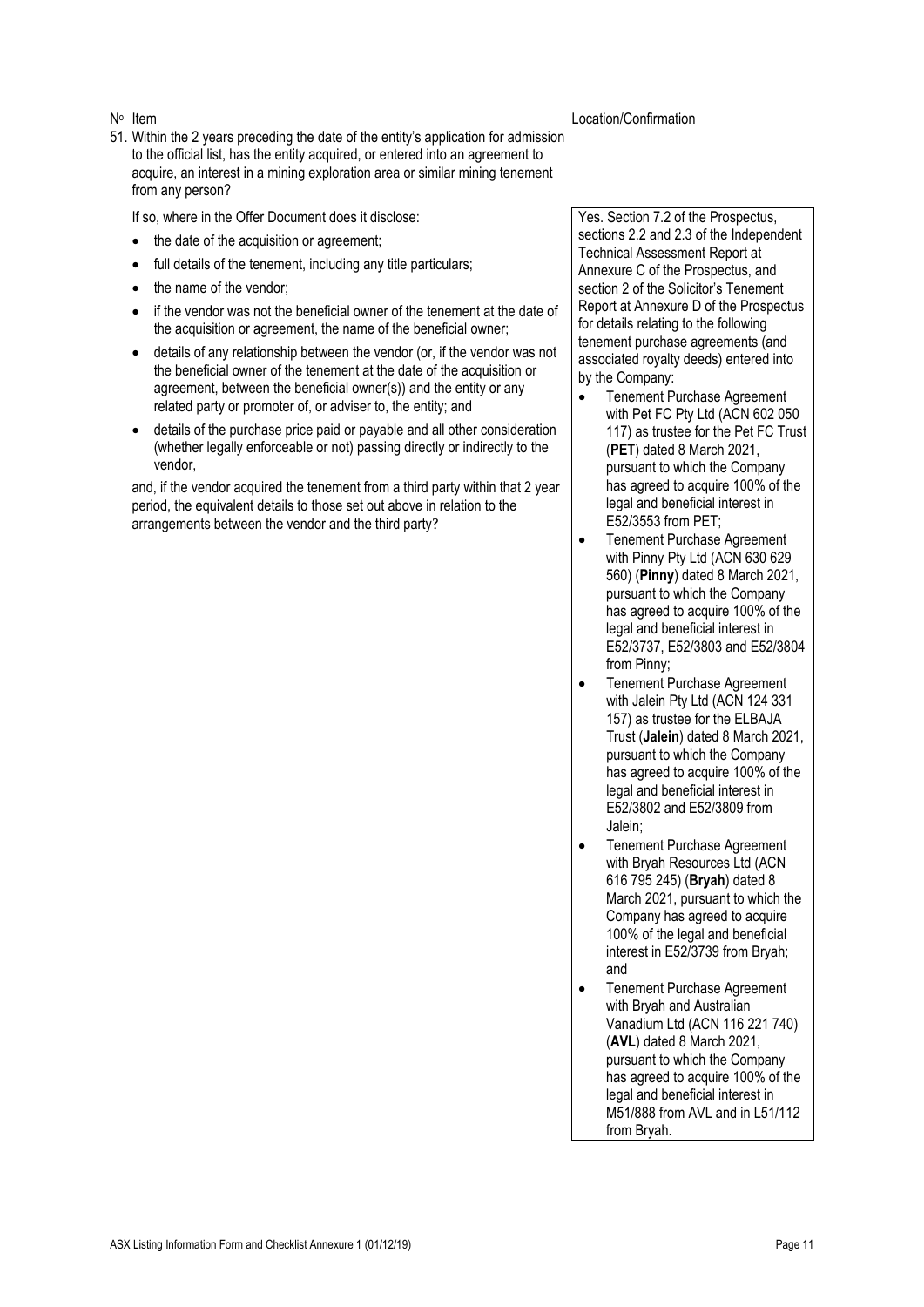| Nº Item | Location/Confirmation |
| --- | --- |
| 51. Within the 2 years preceding the date of the entity's application for admission to the official list, has the entity acquired, or entered into an agreement to acquire, an interest in a mining exploration area or similar mining tenement from any person?<br><br>If so, where in the Offer Document does it disclose:<br>• the date of the acquisition or agreement;<br>• full details of the tenement, including any title particulars;<br>• the name of the vendor;<br>• if the vendor was not the beneficial owner of the tenement at the date of the acquisition or agreement, the name of the beneficial owner;<br>• details of any relationship between the vendor (or, if the vendor was not the beneficial owner of the tenement at the date of the acquisition or agreement, between the beneficial owner(s)) and the entity or any related party or promoter of, or adviser to, the entity; and<br>• details of the purchase price paid or payable and all other consideration (whether legally enforceable or not) passing directly or indirectly to the vendor,<br><br>and, if the vendor acquired the tenement from a third party within that 2 year period, the equivalent details to those set out above in relation to the arrangements between the vendor and the third party? | Yes. Section 7.2 of the Prospectus, sections 2.2 and 2.3 of the Independent Technical Assessment Report at Annexure C of the Prospectus, and section 2 of the Solicitor's Tenement Report at Annexure D of the Prospectus for details relating to the following tenement purchase agreements (and associated royalty deeds) entered into by the Company:<br>• Tenement Purchase Agreement with Pet FC Pty Ltd (ACN 602 050 117) as trustee for the Pet FC Trust (**PET**) dated 8 March 2021, pursuant to which the Company has agreed to acquire 100% of the legal and beneficial interest in E52/3553 from PET;<br>• Tenement Purchase Agreement with Pinny Pty Ltd (ACN 630 629 560) (**Pinny**) dated 8 March 2021, pursuant to which the Company has agreed to acquire 100% of the legal and beneficial interest in E52/3737, E52/3803 and E52/3804 from Pinny;<br>• Tenement Purchase Agreement with Jalein Pty Ltd (ACN 124 331 157) as trustee for the ELBAJA Trust (**Jalein**) dated 8 March 2021, pursuant to which the Company has agreed to acquire 100% of the legal and beneficial interest in E52/3802 and E52/3809 from Jalein;<br>• Tenement Purchase Agreement with Bryah Resources Ltd (ACN 616 795 245) (**Bryah**) dated 8 March 2021, pursuant to which the Company has agreed to acquire 100% of the legal and beneficial interest in E52/3739 from Bryah; and<br>• Tenement Purchase Agreement with Bryah and Australian Vanadium Ltd (ACN 116 221 740) (**AVL**) dated 8 March 2021, pursuant to which the Company has agreed to acquire 100% of the legal and beneficial interest in M51/888 from AVL and in L51/112 from Bryah. |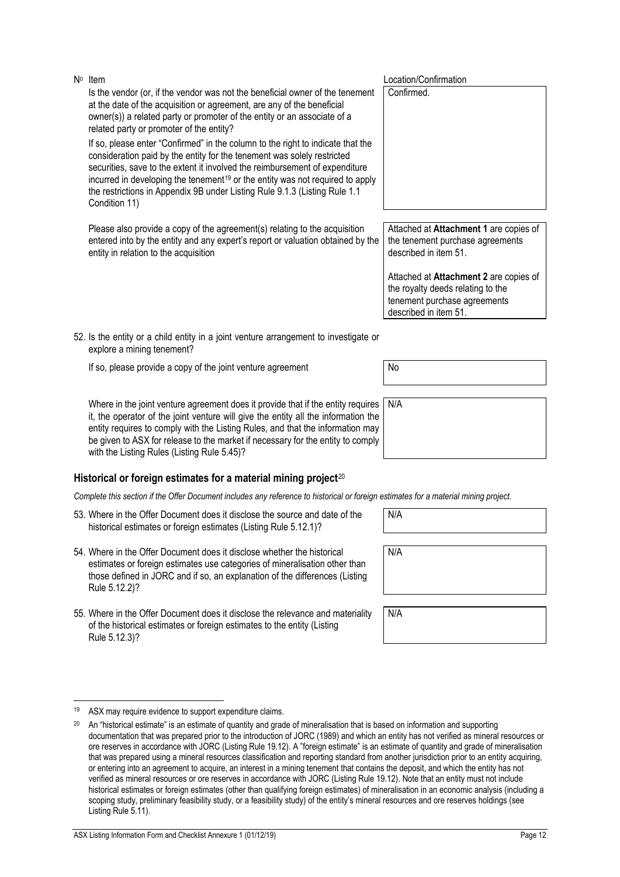| Nº Item | Location/Confirmation |
|---|---|
| Is the vendor (or, if the vendor was not the beneficial owner of the tenement at the date of the acquisition or agreement, are any of the beneficial owner(s)) a related party or promoter of the entity or an associate of a related party or promoter of the entity?<br><br>If so, please enter "Confirmed" in the column to the right to indicate that the consideration paid by the entity for the tenement was solely restricted securities, save to the extent it involved the reimbursement of expenditure incurred in developing the tenement[19] or the entity was not required to apply the restrictions in Appendix 9B under Listing Rule 9.1.3 (Listing Rule 1.1 Condition 11) | Confirmed. |
| Please also provide a copy of the agreement(s) relating to the acquisition entered into by the entity and any expert's report or valuation obtained by the entity in relation to the acquisition | Attached at **Attachment 1** are copies of the tenement purchase agreements described in item 51.<br><br>Attached at **Attachment 2** are copies of the royalty deeds relating to the tenement purchase agreements described in item 51. |
| 52. Is the entity or a child entity in a joint venture arrangement to investigate or explore a mining tenement?<br><br>If so, please provide a copy of the joint venture agreement | No |
| Where in the joint venture agreement does it provide that if the entity requires it, the operator of the joint venture will give the entity all the information the entity requires to comply with the Listing Rules, and that the information may be given to ASX for release to the market if necessary for the entity to comply with the Listing Rules (Listing Rule 5.45)? | N/A |

## Historical or foreign estimates for a material mining project[20]

*Complete this section if the Offer Document includes any reference to historical or foreign estimates for a material mining project.*

| Item | Location/Confirmation |
|---|---|
| 53. Where in the Offer Document does it disclose the source and date of the historical estimates or foreign estimates (Listing Rule 5.12.1)? | N/A |
| 54. Where in the Offer Document does it disclose whether the historical estimates or foreign estimates use categories of mineralisation other than those defined in JORC and if so, an explanation of the differences (Listing Rule 5.12.2)? | N/A |
| 55. Where in the Offer Document does it disclose the relevance and materiality of the historical estimates or foreign estimates to the entity (Listing Rule 5.12.3)? | N/A |

[19] ASX may require evidence to support expenditure claims.

[20] An "historical estimate" is an estimate of quantity and grade of mineralisation that is based on information and supporting documentation that was prepared prior to the introduction of JORC (1989) and which an entity has not verified as mineral resources or ore reserves in accordance with JORC (Listing Rule 19.12). A "foreign estimate" is an estimate of quantity and grade of mineralisation that was prepared using a mineral resources classification and reporting standard from another jurisdiction prior to an entity acquiring, or entering into an agreement to acquire, an interest in a mining tenement that contains the deposit, and which the entity has not verified as mineral resources or ore reserves in accordance with JORC (Listing Rule 19.12). Note that an entity must not include historical estimates or foreign estimates (other than qualifying foreign estimates) of mineralisation in an economic analysis (including a scoping study, preliminary feasibility study, or a feasibility study) of the entity's mineral resources and ore reserves holdings (see Listing Rule 5.11).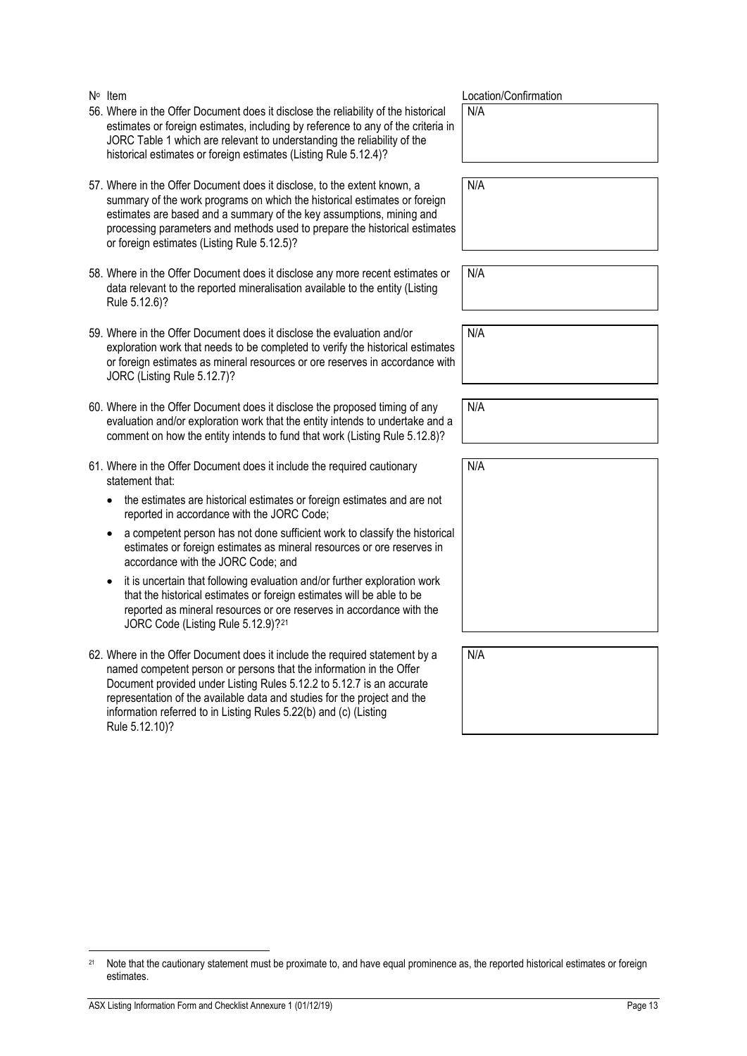| Nº Item | Location/Confirmation |
| --- | --- |
| 56. Where in the Offer Document does it disclose the reliability of the historical estimates or foreign estimates, including by reference to any of the criteria in JORC Table 1 which are relevant to understanding the reliability of the historical estimates or foreign estimates (Listing Rule 5.12.4)? | N/A |
| 57. Where in the Offer Document does it disclose, to the extent known, a summary of the work programs on which the historical estimates or foreign estimates are based and a summary of the key assumptions, mining and processing parameters and methods used to prepare the historical estimates or foreign estimates (Listing Rule 5.12.5)? | N/A |
| 58. Where in the Offer Document does it disclose any more recent estimates or data relevant to the reported mineralisation available to the entity (Listing Rule 5.12.6)? | N/A |
| 59. Where in the Offer Document does it disclose the evaluation and/or exploration work that needs to be completed to verify the historical estimates or foreign estimates as mineral resources or ore reserves in accordance with JORC (Listing Rule 5.12.7)? | N/A |
| 60. Where in the Offer Document does it disclose the proposed timing of any evaluation and/or exploration work that the entity intends to undertake and a comment on how the entity intends to fund that work (Listing Rule 5.12.8)? | N/A |
| 61. Where in the Offer Document does it include the required cautionary statement that: <br>• the estimates are historical estimates or foreign estimates and are not reported in accordance with the JORC Code; <br>• a competent person has not done sufficient work to classify the historical estimates or foreign estimates as mineral resources or ore reserves in accordance with the JORC Code; and <br>• it is uncertain that following evaluation and/or further exploration work that the historical estimates or foreign estimates will be able to be reported as mineral resources or ore reserves in accordance with the JORC Code (Listing Rule 5.12.9)?[21] | N/A |
| 62. Where in the Offer Document does it include the required statement by a named competent person or persons that the information in the Offer Document provided under Listing Rules 5.12.2 to 5.12.7 is an accurate representation of the available data and studies for the project and the information referred to in Listing Rules 5.22(b) and (c) (Listing Rule 5.12.10)? | N/A |

[21] Note that the cautionary statement must be proximate to, and have equal prominence as, the reported historical estimates or foreign estimates.